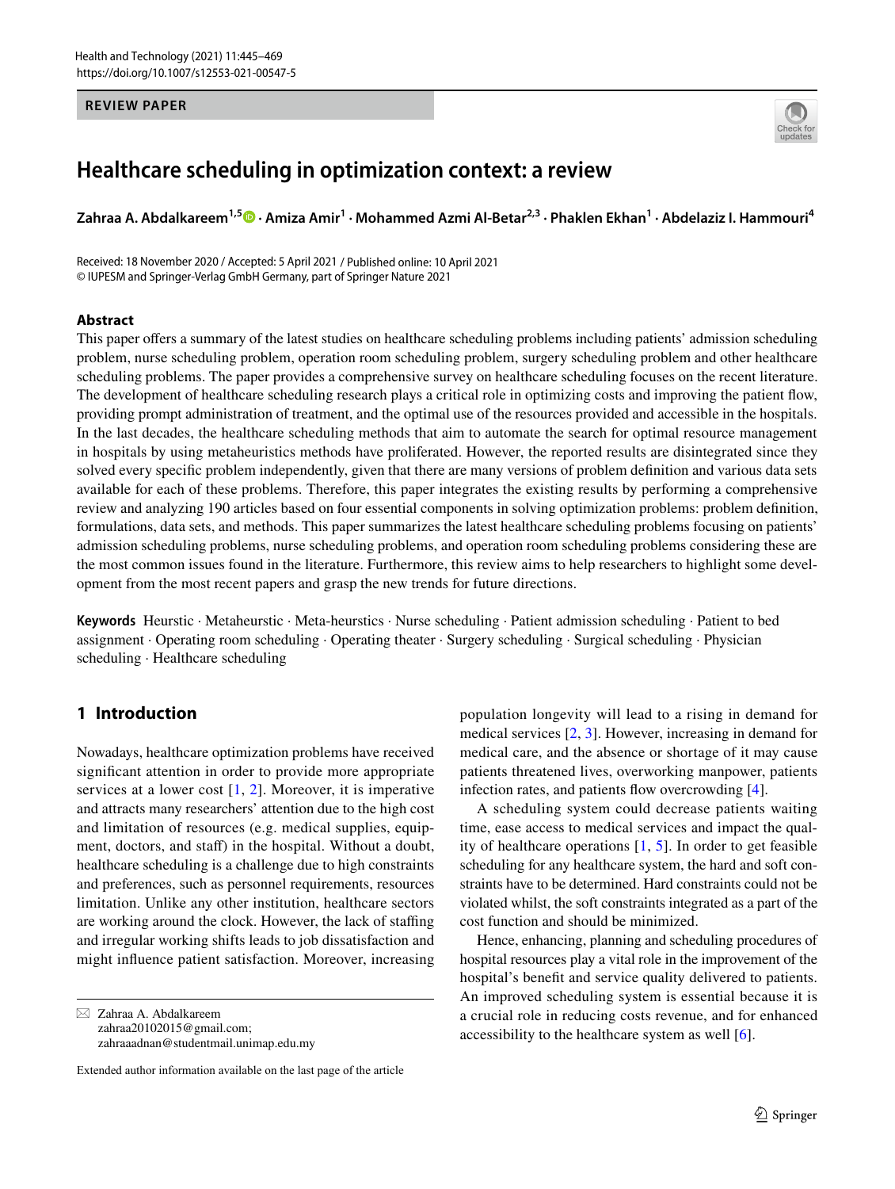REVIEW PAPER

# Healthcare scheduling in optimization context: a review

**Zahraa A. Abdalkareem[1,5] · Amiza Amir[1] · Mohammed Azmi Al-Betar[2,3] · Phaklen Ekhan[1] · Abdelaziz I. Hammouri[4]**

Received: 18 November 2020 / Accepted: 5 April 2021 / Published online: 10 April 2021
© IUPESM and Springer-Verlag GmbH Germany, part of Springer Nature 2021

## Abstract

This paper offers a summary of the latest studies on healthcare scheduling problems including patients' admission scheduling problem, nurse scheduling problem, operation room scheduling problem, surgery scheduling problem and other healthcare scheduling problems. The paper provides a comprehensive survey on healthcare scheduling focuses on the recent literature. The development of healthcare scheduling research plays a critical role in optimizing costs and improving the patient flow, providing prompt administration of treatment, and the optimal use of the resources provided and accessible in the hospitals. In the last decades, the healthcare scheduling methods that aim to automate the search for optimal resource management in hospitals by using metaheuristics methods have proliferated. However, the reported results are disintegrated since they solved every specific problem independently, given that there are many versions of problem definition and various data sets available for each of these problems. Therefore, this paper integrates the existing results by performing a comprehensive review and analyzing 190 articles based on four essential components in solving optimization problems: problem definition, formulations, data sets, and methods. This paper summarizes the latest healthcare scheduling problems focusing on patients' admission scheduling problems, nurse scheduling problems, and operation room scheduling problems considering these are the most common issues found in the literature. Furthermore, this review aims to help researchers to highlight some development from the most recent papers and grasp the new trends for future directions.

**Keywords** Heurstic · Metaheurstic · Meta-heurstics · Nurse scheduling · Patient admission scheduling · Patient to bed assignment · Operating room scheduling · Operating theater · Surgery scheduling · Surgical scheduling · Physician scheduling · Healthcare scheduling

## 1 Introduction

Nowadays, healthcare optimization problems have received significant attention in order to provide more appropriate services at a lower cost [1, 2]. Moreover, it is imperative and attracts many researchers' attention due to the high cost and limitation of resources (e.g. medical supplies, equipment, doctors, and staff) in the hospital. Without a doubt, healthcare scheduling is a challenge due to high constraints and preferences, such as personnel requirements, resources limitation. Unlike any other institution, healthcare sectors are working around the clock. However, the lack of staffing and irregular working shifts leads to job dissatisfaction and might influence patient satisfaction. Moreover, increasing population longevity will lead to a rising in demand for medical services [2, 3]. However, increasing in demand for medical care, and the absence or shortage of it may cause patients threatened lives, overworking manpower, patients infection rates, and patients flow overcrowding [4].

A scheduling system could decrease patients waiting time, ease access to medical services and impact the quality of healthcare operations [1, 5]. In order to get feasible scheduling for any healthcare system, the hard and soft constraints have to be determined. Hard constraints could not be violated whilst, the soft constraints integrated as a part of the cost function and should be minimized.

Hence, enhancing, planning and scheduling procedures of hospital resources play a vital role in the improvement of the hospital's benefit and service quality delivered to patients. An improved scheduling system is essential because it is a crucial role in reducing costs revenue, and for enhanced accessibility to the healthcare system as well [6].

✉ Zahraa A. Abdalkareem
zahraa20102015@gmail.com;
zahraaadnan@studentmail.unimap.edu.my

Extended author information available on the last page of the article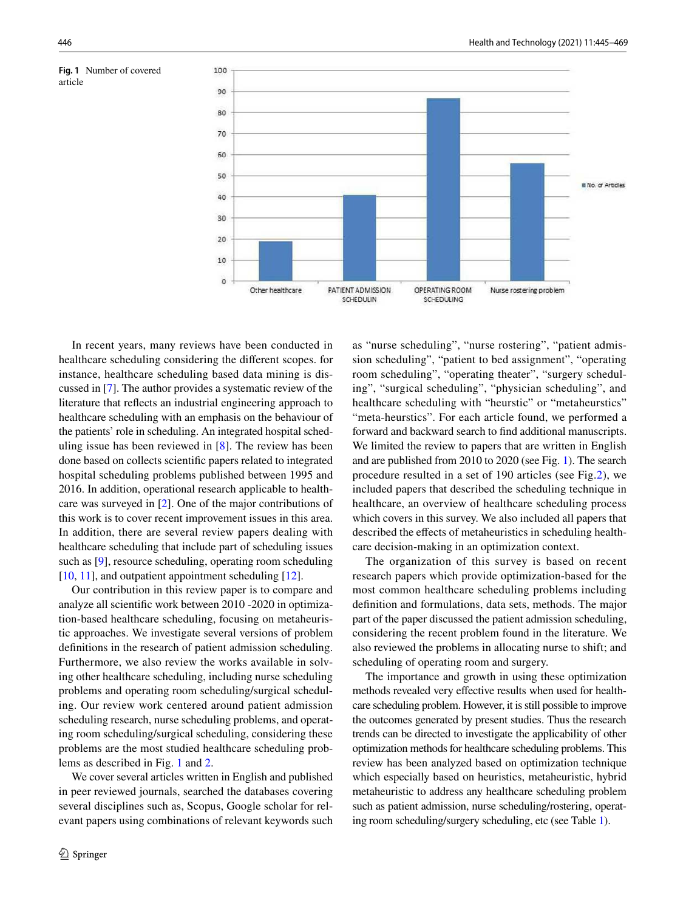**Fig. 1** Number of covered article

In recent years, many reviews have been conducted in healthcare scheduling considering the different scopes. for instance, healthcare scheduling based data mining is discussed in [7]. The author provides a systematic review of the literature that reflects an industrial engineering approach to healthcare scheduling with an emphasis on the behaviour of the patients' role in scheduling. An integrated hospital scheduling issue has been reviewed in [8]. The review has been done based on collects scientific papers related to integrated hospital scheduling problems published between 1995 and 2016. In addition, operational research applicable to healthcare was surveyed in [2]. One of the major contributions of this work is to cover recent improvement issues in this area. In addition, there are several review papers dealing with healthcare scheduling that include part of scheduling issues such as [9], resource scheduling, operating room scheduling [10, 11], and outpatient appointment scheduling [12].

Our contribution in this review paper is to compare and analyze all scientific work between 2010 -2020 in optimization-based healthcare scheduling, focusing on metaheuristic approaches. We investigate several versions of problem definitions in the research of patient admission scheduling. Furthermore, we also review the works available in solving other healthcare scheduling, including nurse scheduling problems and operating room scheduling/surgical scheduling. Our review work centered around patient admission scheduling research, nurse scheduling problems, and operating room scheduling/surgical scheduling, considering these problems are the most studied healthcare scheduling problems as described in Fig. 1 and 2.

We cover several articles written in English and published in peer reviewed journals, searched the databases covering several disciplines such as, Scopus, Google scholar for relevant papers using combinations of relevant keywords such as "nurse scheduling", "nurse rostering", "patient admission scheduling", "patient to bed assignment", "operating room scheduling", "operating theater", "surgery scheduling", "surgical scheduling", "physician scheduling", and healthcare scheduling with "heurstic" or "metaheurstics" "meta-heurstics". For each article found, we performed a forward and backward search to find additional manuscripts. We limited the review to papers that are written in English and are published from 2010 to 2020 (see Fig. 1). The search procedure resulted in a set of 190 articles (see Fig.2), we included papers that described the scheduling technique in healthcare, an overview of healthcare scheduling process which covers in this survey. We also included all papers that described the effects of metaheuristics in scheduling healthcare decision-making in an optimization context.

The organization of this survey is based on recent research papers which provide optimization-based for the most common healthcare scheduling problems including definition and formulations, data sets, methods. The major part of the paper discussed the patient admission scheduling, considering the recent problem found in the literature. We also reviewed the problems in allocating nurse to shift; and scheduling of operating room and surgery.

The importance and growth in using these optimization methods revealed very effective results when used for healthcare scheduling problem. However, it is still possible to improve the outcomes generated by present studies. Thus the research trends can be directed to investigate the applicability of other optimization methods for healthcare scheduling problems. This review has been analyzed based on optimization technique which especially based on heuristics, metaheuristic, hybrid metaheuristic to address any healthcare scheduling problem such as patient admission, nurse scheduling/rostering, operating room scheduling/surgery scheduling, etc (see Table 1).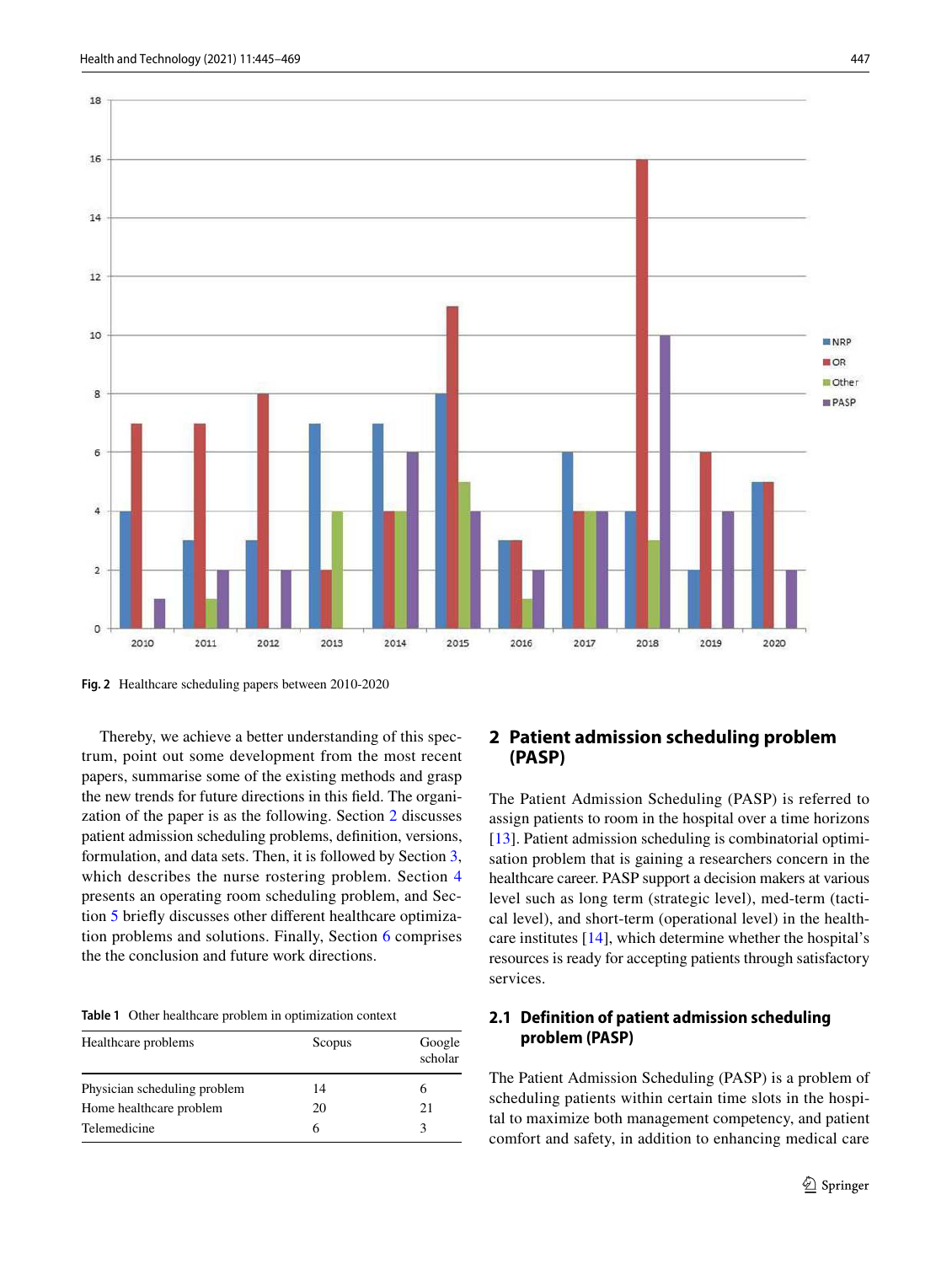Fig. 2 Healthcare scheduling papers between 2010-2020

Thereby, we achieve a better understanding of this spectrum, point out some development from the most recent papers, summarise some of the existing methods and grasp the new trends for future directions in this field. The organization of the paper is as the following. Section 2 discusses patient admission scheduling problems, definition, versions, formulation, and data sets. Then, it is followed by Section 3, which describes the nurse rostering problem. Section 4 presents an operating room scheduling problem, and Section 5 briefly discusses other different healthcare optimization problems and solutions. Finally, Section 6 comprises the the conclusion and future work directions.

**Table 1** Other healthcare problem in optimization context

| Healthcare problems | Scopus | Google scholar |
|---|---|---|
| Physician scheduling problem | 14 | 6 |
| Home healthcare problem | 20 | 21 |
| Telemedicine | 6 | 3 |

## 2 Patient admission scheduling problem (PASP)

The Patient Admission Scheduling (PASP) is referred to assign patients to room in the hospital over a time horizons [13]. Patient admission scheduling is combinatorial optimisation problem that is gaining a researchers concern in the healthcare career. PASP support a decision makers at various level such as long term (strategic level), med-term (tactical level), and short-term (operational level) in the healthcare institutes [14], which determine whether the hospital's resources is ready for accepting patients through satisfactory services.

### 2.1 Definition of patient admission scheduling problem (PASP)

The Patient Admission Scheduling (PASP) is a problem of scheduling patients within certain time slots in the hospital to maximize both management competency, and patient comfort and safety, in addition to enhancing medical care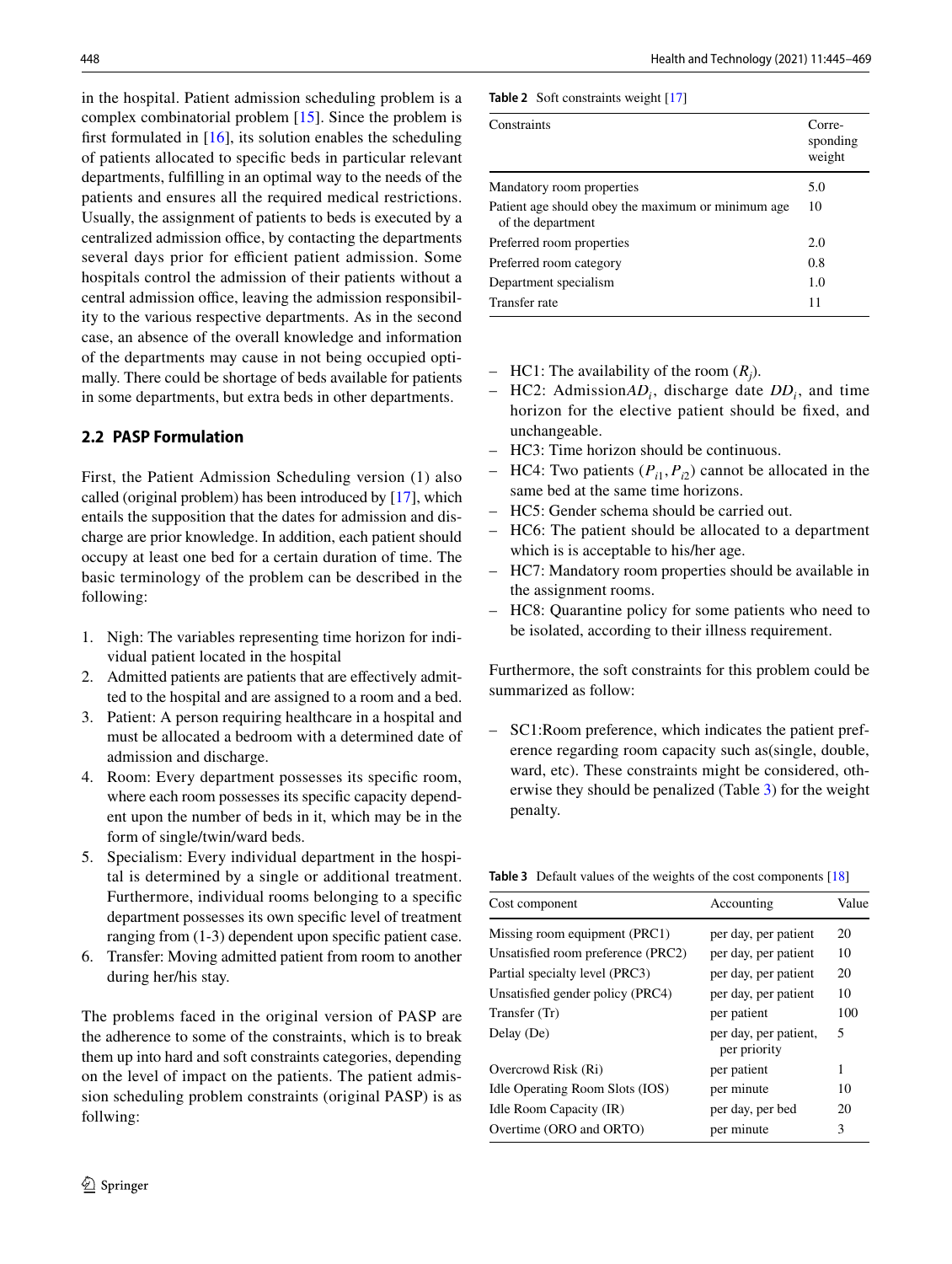in the hospital. Patient admission scheduling problem is a complex combinatorial problem [15]. Since the problem is first formulated in [16], its solution enables the scheduling of patients allocated to specific beds in particular relevant departments, fulfilling in an optimal way to the needs of the patients and ensures all the required medical restrictions. Usually, the assignment of patients to beds is executed by a centralized admission office, by contacting the departments several days prior for efficient patient admission. Some hospitals control the admission of their patients without a central admission office, leaving the admission responsibility to the various respective departments. As in the second case, an absence of the overall knowledge and information of the departments may cause in not being occupied optimally. There could be shortage of beds available for patients in some departments, but extra beds in other departments.

## 2.2 PASP Formulation

First, the Patient Admission Scheduling version (1) also called (original problem) has been introduced by [17], which entails the supposition that the dates for admission and discharge are prior knowledge. In addition, each patient should occupy at least one bed for a certain duration of time. The basic terminology of the problem can be described in the following:

1. Nigh: The variables representing time horizon for individual patient located in the hospital
2. Admitted patients are patients that are effectively admitted to the hospital and are assigned to a room and a bed.
3. Patient: A person requiring healthcare in a hospital and must be allocated a bedroom with a determined date of admission and discharge.
4. Room: Every department possesses its specific room, where each room possesses its specific capacity dependent upon the number of beds in it, which may be in the form of single/twin/ward beds.
5. Specialism: Every individual department in the hospital is determined by a single or additional treatment. Furthermore, individual rooms belonging to a specific department possesses its own specific level of treatment ranging from (1-3) dependent upon specific patient case.
6. Transfer: Moving admitted patient from room to another during her/his stay.

The problems faced in the original version of PASP are the adherence to some of the constraints, which is to break them up into hard and soft constraints categories, depending on the level of impact on the patients. The patient admission scheduling problem constraints (original PASP) is as follwing:

**Table 2** Soft constraints weight [17]

| Constraints | Corresponding weight |
|---|---|
| Mandatory room properties | 5.0 |
| Patient age should obey the maximum or minimum age of the department | 10 |
| Preferred room properties | 2.0 |
| Preferred room category | 0.8 |
| Department specialism | 1.0 |
| Transfer rate | 11 |

- HC1: The availability of the room ($R_j$).
- HC2: Admission$AD_i$, discharge date $DD_i$, and time horizon for the elective patient should be fixed, and unchangeable.
- HC3: Time horizon should be continuous.
- HC4: Two patients ($P_{i1}, P_{i2}$) cannot be allocated in the same bed at the same time horizons.
- HC5: Gender schema should be carried out.
- HC6: The patient should be allocated to a department which is is acceptable to his/her age.
- HC7: Mandatory room properties should be available in the assignment rooms.
- HC8: Quarantine policy for some patients who need to be isolated, according to their illness requirement.

Furthermore, the soft constraints for this problem could be summarized as follow:

- SC1:Room preference, which indicates the patient preference regarding room capacity such as(single, double, ward, etc). These constraints might be considered, otherwise they should be penalized (Table 3) for the weight penalty.

**Table 3** Default values of the weights of the cost components [18]

| Cost component | Accounting | Value |
|---|---|---|
| Missing room equipment (PRC1) | per day, per patient | 20 |
| Unsatisfied room preference (PRC2) | per day, per patient | 10 |
| Partial specialty level (PRC3) | per day, per patient | 20 |
| Unsatisfied gender policy (PRC4) | per day, per patient | 10 |
| Transfer (Tr) | per patient | 100 |
| Delay (De) | per day, per patient, per priority | 5 |
| Overcrowd Risk (Ri) | per patient | 1 |
| Idle Operating Room Slots (IOS) | per minute | 10 |
| Idle Room Capacity (IR) | per day, per bed | 20 |
| Overtime (ORO and ORTO) | per minute | 3 |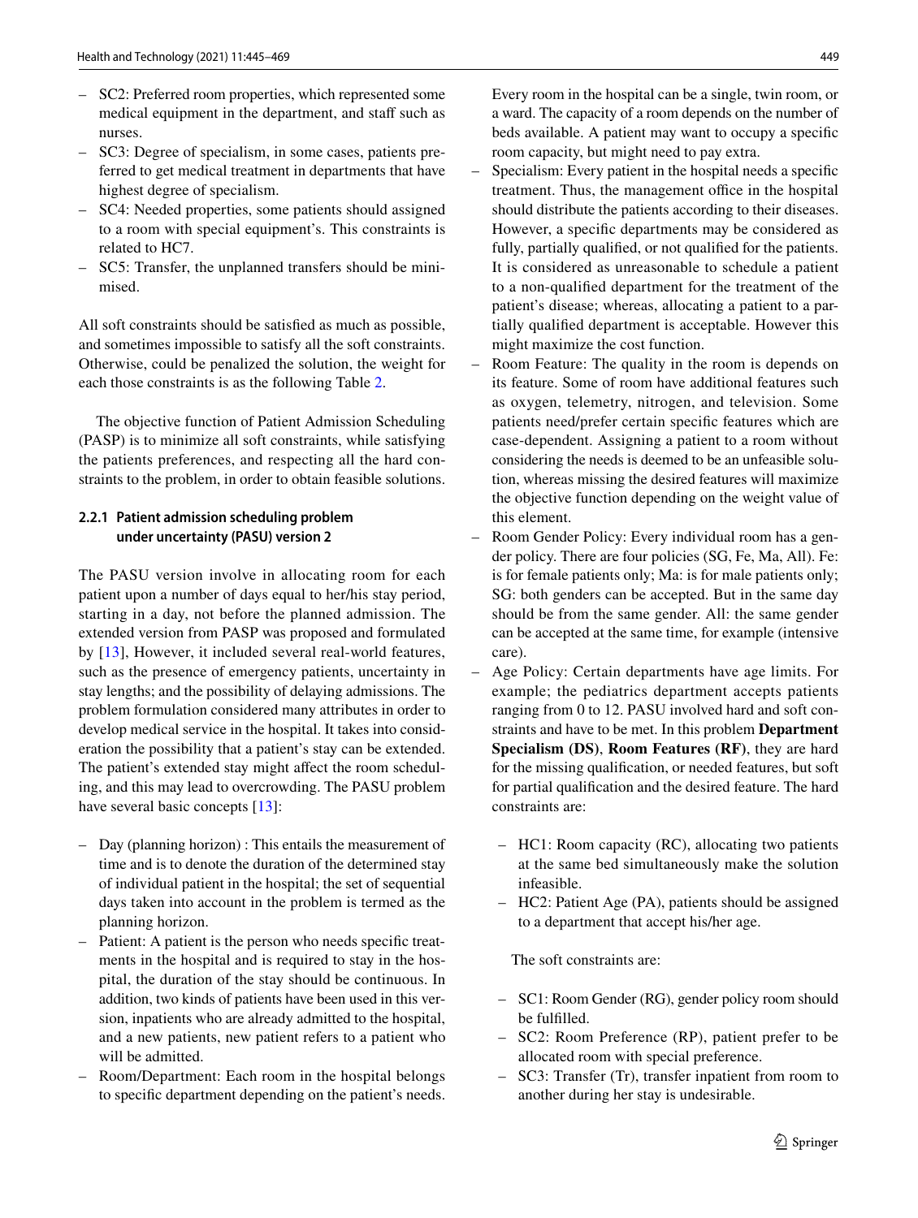- SC2: Preferred room properties, which represented some medical equipment in the department, and staff such as nurses.
- SC3: Degree of specialism, in some cases, patients preferred to get medical treatment in departments that have highest degree of specialism.
- SC4: Needed properties, some patients should assigned to a room with special equipment's. This constraints is related to HC7.
- SC5: Transfer, the unplanned transfers should be minimised.

All soft constraints should be satisfied as much as possible, and sometimes impossible to satisfy all the soft constraints. Otherwise, could be penalized the solution, the weight for each those constraints is as the following Table 2.

The objective function of Patient Admission Scheduling (PASP) is to minimize all soft constraints, while satisfying the patients preferences, and respecting all the hard constraints to the problem, in order to obtain feasible solutions.

#### 2.2.1 Patient admission scheduling problem under uncertainty (PASU) version 2

The PASU version involve in allocating room for each patient upon a number of days equal to her/his stay period, starting in a day, not before the planned admission. The extended version from PASP was proposed and formulated by [13], However, it included several real-world features, such as the presence of emergency patients, uncertainty in stay lengths; and the possibility of delaying admissions. The problem formulation considered many attributes in order to develop medical service in the hospital. It takes into consideration the possibility that a patient's stay can be extended. The patient's extended stay might affect the room scheduling, and this may lead to overcrowding. The PASU problem have several basic concepts [13]:

- Day (planning horizon) : This entails the measurement of time and is to denote the duration of the determined stay of individual patient in the hospital; the set of sequential days taken into account in the problem is termed as the planning horizon.
- Patient: A patient is the person who needs specific treatments in the hospital and is required to stay in the hospital, the duration of the stay should be continuous. In addition, two kinds of patients have been used in this version, inpatients who are already admitted to the hospital, and a new patients, new patient refers to a patient who will be admitted.
- Room/Department: Each room in the hospital belongs to specific department depending on the patient's needs. Every room in the hospital can be a single, twin room, or a ward. The capacity of a room depends on the number of beds available. A patient may want to occupy a specific room capacity, but might need to pay extra.
- Specialism: Every patient in the hospital needs a specific treatment. Thus, the management office in the hospital should distribute the patients according to their diseases. However, a specific departments may be considered as fully, partially qualified, or not qualified for the patients. It is considered as unreasonable to schedule a patient to a non-qualified department for the treatment of the patient's disease; whereas, allocating a patient to a partially qualified department is acceptable. However this might maximize the cost function.
- Room Feature: The quality in the room is depends on its feature. Some of room have additional features such as oxygen, telemetry, nitrogen, and television. Some patients need/prefer certain specific features which are case-dependent. Assigning a patient to a room without considering the needs is deemed to be an unfeasible solution, whereas missing the desired features will maximize the objective function depending on the weight value of this element.
- Room Gender Policy: Every individual room has a gender policy. There are four policies (SG, Fe, Ma, All). Fe: is for female patients only; Ma: is for male patients only; SG: both genders can be accepted. But in the same day should be from the same gender. All: the same gender can be accepted at the same time, for example (intensive care).
- Age Policy: Certain departments have age limits. For example; the pediatrics department accepts patients ranging from 0 to 12. PASU involved hard and soft constraints and have to be met. In this problem **Department Specialism (DS)**, **Room Features (RF)**, they are hard for the missing qualification, or needed features, but soft for partial qualification and the desired feature. The hard constraints are:

  - HC1: Room capacity (RC), allocating two patients at the same bed simultaneously make the solution infeasible.
  - HC2: Patient Age (PA), patients should be assigned to a department that accept his/her age.

  The soft constraints are:

  - SC1: Room Gender (RG), gender policy room should be fulfilled.
  - SC2: Room Preference (RP), patient prefer to be allocated room with special preference.
  - SC3: Transfer (Tr), transfer inpatient from room to another during her stay is undesirable.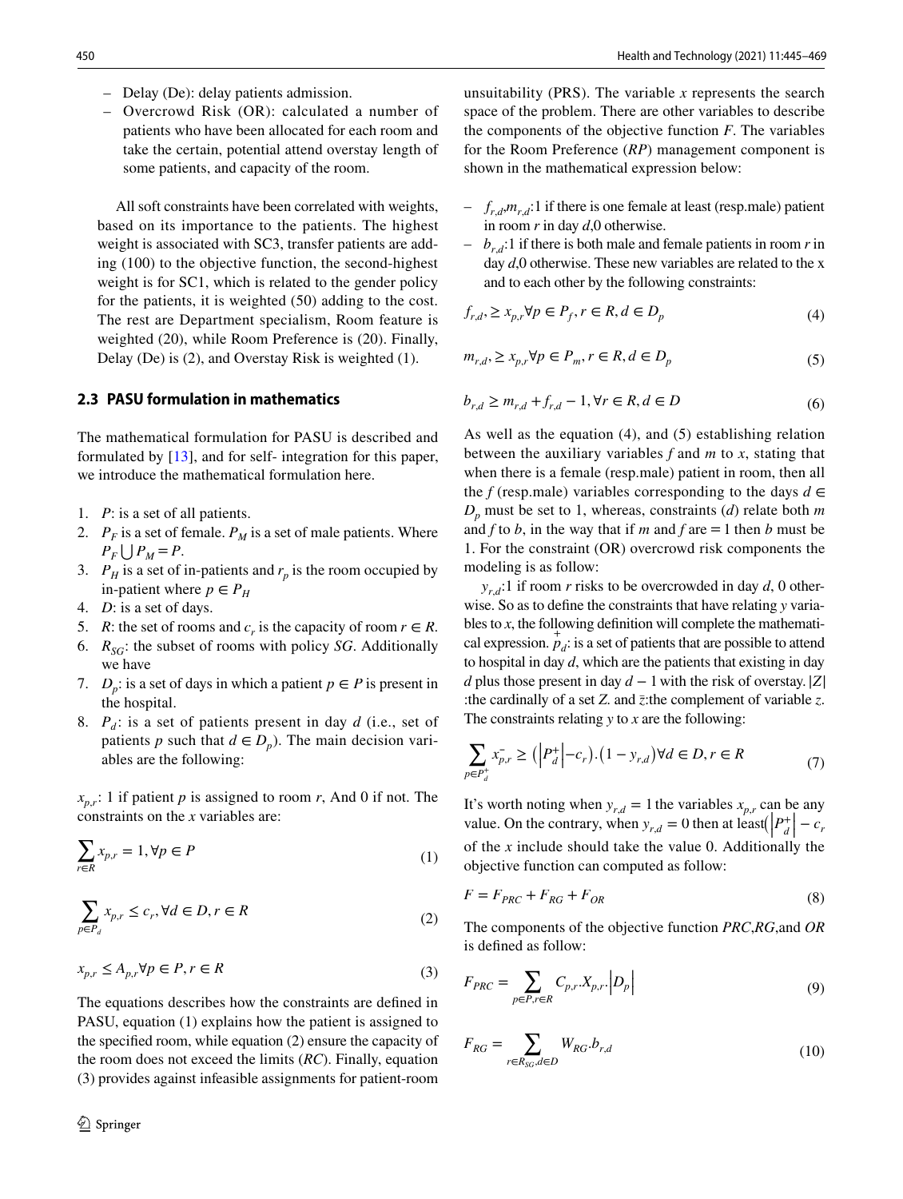– Delay (De): delay patients admission.
– Overcrowd Risk (OR): calculated a number of patients who have been allocated for each room and take the certain, potential attend overstay length of some patients, and capacity of the room.

All soft constraints have been correlated with weights, based on its importance to the patients. The highest weight is associated with SC3, transfer patients are adding (100) to the objective function, the second-highest weight is for SC1, which is related to the gender policy for the patients, it is weighted (50) adding to the cost. The rest are Department specialism, Room feature is weighted (20), while Room Preference is (20). Finally, Delay (De) is (2), and Overstay Risk is weighted (1).

### 2.3 PASU formulation in mathematics

The mathematical formulation for PASU is described and formulated by [13], and for self- integration for this paper, we introduce the mathematical formulation here.

1. $P$: is a set of all patients.
2. $P_F$ is a set of female. $P_M$ is a set of male patients. Where $P_F \bigcup P_M = P$.
3. $P_H$ is a set of in-patients and $r_p$ is the room occupied by in-patient where $p \in P_H$
4. $D$: is a set of days.
5. $R$: the set of rooms and $c_r$ is the capacity of room $r \in R$.
6. $R_{SG}$: the subset of rooms with policy $SG$. Additionally we have
7. $D_p$: is a set of days in which a patient $p \in P$ is present in the hospital.
8. $P_d$: is a set of patients present in day $d$ (i.e., set of patients $p$ such that $d \in D_p$). The main decision variables are the following:

$x_{p,r}$: 1 if patient $p$ is assigned to room $r$, And 0 if not. The constraints on the $x$ variables are:

$$\sum_{r \in R} x_{p,r} = 1, \forall p \in P \tag{1}$$

$$\sum_{p \in P_d} x_{p,r} \leq c_r, \forall d \in D, r \in R \tag{2}$$

$$x_{p,r} \leq A_{p,r} \forall p \in P, r \in R \tag{3}$$

The equations describes how the constraints are defined in PASU, equation (1) explains how the patient is assigned to the specified room, while equation (2) ensure the capacity of the room does not exceed the limits (*RC*). Finally, equation (3) provides against infeasible assignments for patient-room unsuitability (PRS). The variable $x$ represents the search space of the problem. There are other variables to describe the components of the objective function $F$. The variables for the Room Preference (*RP*) management component is shown in the mathematical expression below:

– $f_{r,d}$,$m_{r,d}$:1 if there is one female at least (resp.male) patient in room $r$ in day $d$,0 otherwise.
– $b_{r,d}$:1 if there is both male and female patients in room $r$ in day $d$,0 otherwise. These new variables are related to the x and to each other by the following constraints:

$$f_{r,d}, \geq x_{p,r} \forall p \in P_f, r \in R, d \in D_p \tag{4}$$

$$m_{r,d}, \geq x_{p,r} \forall p \in P_m, r \in R, d \in D_p \tag{5}$$

$$b_{r,d} \geq m_{r,d} + f_{r,d} - 1, \forall r \in R, d \in D \tag{6}$$

As well as the equation (4), and (5) establishing relation between the auxiliary variables $f$ and $m$ to $x$, stating that when there is a female (resp.male) patient in room, then all the $f$ (resp.male) variables corresponding to the days $d \in D_p$ must be set to 1, whereas, constraints ($d$) relate both $m$ and $f$ to $b$, in the way that if $m$ and $f$ are = 1 then $b$ must be 1. For the constraint (OR) overcrowd risk components the modeling is as follow:

$y_{r,d}$:1 if room $r$ risks to be overcrowded in day $d$, 0 otherwise. So as to define the constraints that have relating $y$ variables to $x$, the following definition will complete the mathematical expression. $\overset{+}{p_d}$: is a set of patients that are possible to attend to hospital in day $d$, which are the patients that existing in day $d$ plus those present in day $d-1$ with the risk of overstay. $|Z|$ :the cardinally of a set $Z$. and $\bar{z}$:the complement of variable $z$. The constraints relating $y$ to $x$ are the following:

$$\sum_{p \in P_d^+} \bar{x}_{p,r} \geq \left(\left|P_d^+\right| - c_r\right).\left(1 - y_{r,d}\right) \forall d \in D, r \in R \tag{7}$$

It's worth noting when $y_{r,d} = 1$ the variables $x_{p,r}$ can be any value. On the contrary, when $y_{r,d} = 0$ then at least$\left(\left|P_d^+\right| - c_r\right.$ of the $x$ include should take the value 0. Additionally the objective function can computed as follow:

$$F = F_{PRC} + F_{RG} + F_{OR} \tag{8}$$

The components of the objective function *PRC*,*RG*,and *OR* is defined as follow:

$$F_{PRC} = \sum_{p \in P, r \in R} C_{p,r}.X_{p,r}.\left|D_p\right| \tag{9}$$

$$F_{RG} = \sum_{r \in R_{SG}, d \in D} W_{RG}.b_{r,d} \tag{10}$$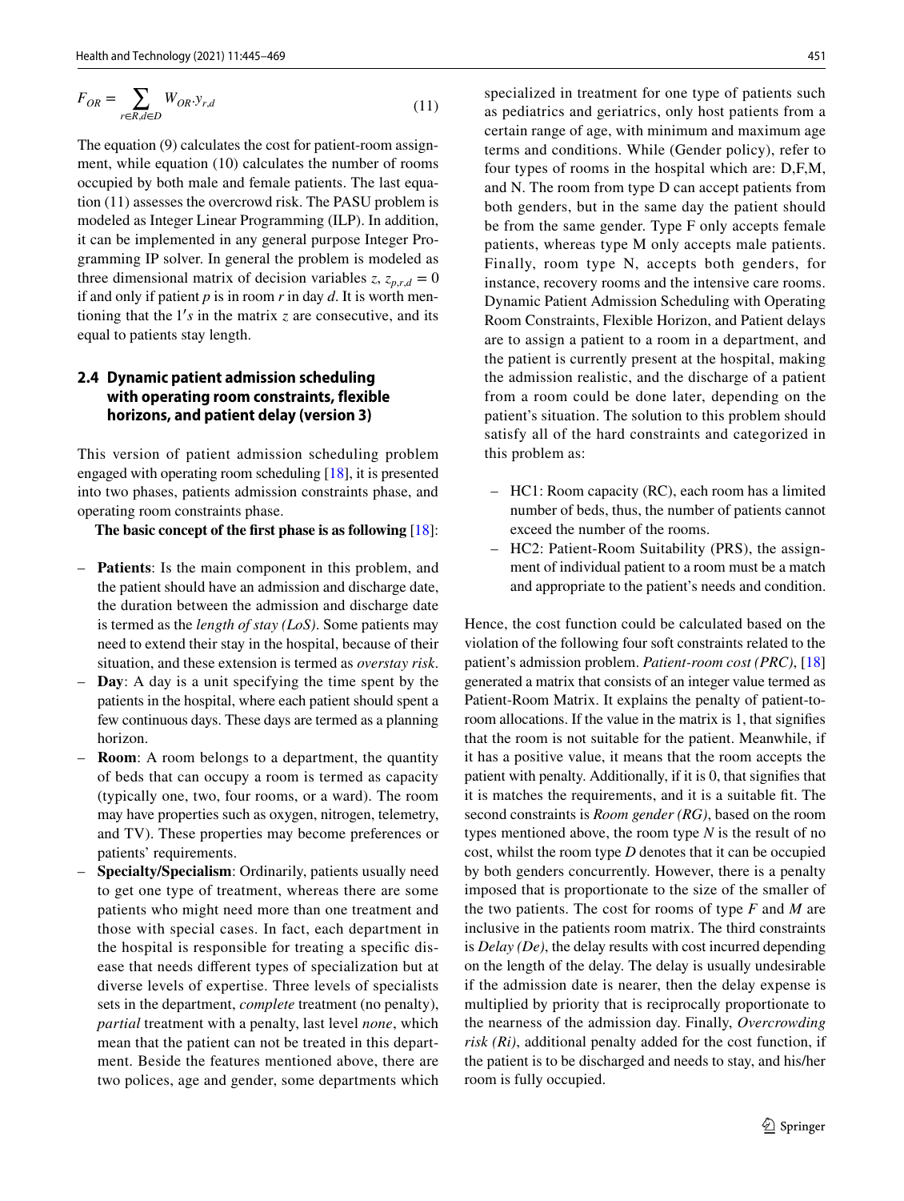$$F_{OR} = \sum_{r \in R, d \in D} W_{OR}.y_{r,d} \tag{11}$$

The equation (9) calculates the cost for patient-room assignment, while equation (10) calculates the number of rooms occupied by both male and female patients. The last equation (11) assesses the overcrowd risk. The PASU problem is modeled as Integer Linear Programming (ILP). In addition, it can be implemented in any general purpose Integer Programming IP solver. In general the problem is modeled as three dimensional matrix of decision variables $z$, $z_{p,r,d} = 0$ if and only if patient $p$ is in room $r$ in day $d$. It is worth mentioning that the $1's$ in the matrix $z$ are consecutive, and its equal to patients stay length.

### 2.4 Dynamic patient admission scheduling with operating room constraints, flexible horizons, and patient delay (version 3)

This version of patient admission scheduling problem engaged with operating room scheduling [18], it is presented into two phases, patients admission constraints phase, and operating room constraints phase.

**The basic concept of the first phase is as following** [18]:

- **Patients**: Is the main component in this problem, and the patient should have an admission and discharge date, the duration between the admission and discharge date is termed as the *length of stay (LoS)*. Some patients may need to extend their stay in the hospital, because of their situation, and these extension is termed as *overstay risk*.
- **Day**: A day is a unit specifying the time spent by the patients in the hospital, where each patient should spent a few continuous days. These days are termed as a planning horizon.
- **Room**: A room belongs to a department, the quantity of beds that can occupy a room is termed as capacity (typically one, two, four rooms, or a ward). The room may have properties such as oxygen, nitrogen, telemetry, and TV). These properties may become preferences or patients' requirements.
- **Specialty/Specialism**: Ordinarily, patients usually need to get one type of treatment, whereas there are some patients who might need more than one treatment and those with special cases. In fact, each department in the hospital is responsible for treating a specific disease that needs different types of specialization but at diverse levels of expertise. Three levels of specialists sets in the department, *complete* treatment (no penalty), *partial* treatment with a penalty, last level *none*, which mean that the patient can not be treated in this department. Beside the features mentioned above, there are two polices, age and gender, some departments which specialized in treatment for one type of patients such as pediatrics and geriatrics, only host patients from a certain range of age, with minimum and maximum age terms and conditions. While (Gender policy), refer to four types of rooms in the hospital which are: D,F,M, and N. The room from type D can accept patients from both genders, but in the same day the patient should be from the same gender. Type F only accepts female patients, whereas type M only accepts male patients. Finally, room type N, accepts both genders, for instance, recovery rooms and the intensive care rooms. Dynamic Patient Admission Scheduling with Operating Room Constraints, Flexible Horizon, and Patient delays are to assign a patient to a room in a department, and the patient is currently present at the hospital, making the admission realistic, and the discharge of a patient from a room could be done later, depending on the patient's situation. The solution to this problem should satisfy all of the hard constraints and categorized in this problem as:

  - HC1: Room capacity (RC), each room has a limited number of beds, thus, the number of patients cannot exceed the number of the rooms.
  - HC2: Patient-Room Suitability (PRS), the assignment of individual patient to a room must be a match and appropriate to the patient's needs and condition.

Hence, the cost function could be calculated based on the violation of the following four soft constraints related to the patient's admission problem. *Patient-room cost (PRC)*, [18] generated a matrix that consists of an integer value termed as Patient-Room Matrix. It explains the penalty of patient-to-room allocations. If the value in the matrix is 1, that signifies that the room is not suitable for the patient. Meanwhile, if it has a positive value, it means that the room accepts the patient with penalty. Additionally, if it is 0, that signifies that it is matches the requirements, and it is a suitable fit. The second constraints is *Room gender (RG)*, based on the room types mentioned above, the room type *N* is the result of no cost, whilst the room type *D* denotes that it can be occupied by both genders concurrently. However, there is a penalty imposed that is proportionate to the size of the smaller of the two patients. The cost for rooms of type *F* and *M* are inclusive in the patients room matrix. The third constraints is *Delay (De)*, the delay results with cost incurred depending on the length of the delay. The delay is usually undesirable if the admission date is nearer, then the delay expense is multiplied by priority that is reciprocally proportionate to the nearness of the admission day. Finally, *Overcrowding risk (Ri)*, additional penalty added for the cost function, if the patient is to be discharged and needs to stay, and his/her room is fully occupied.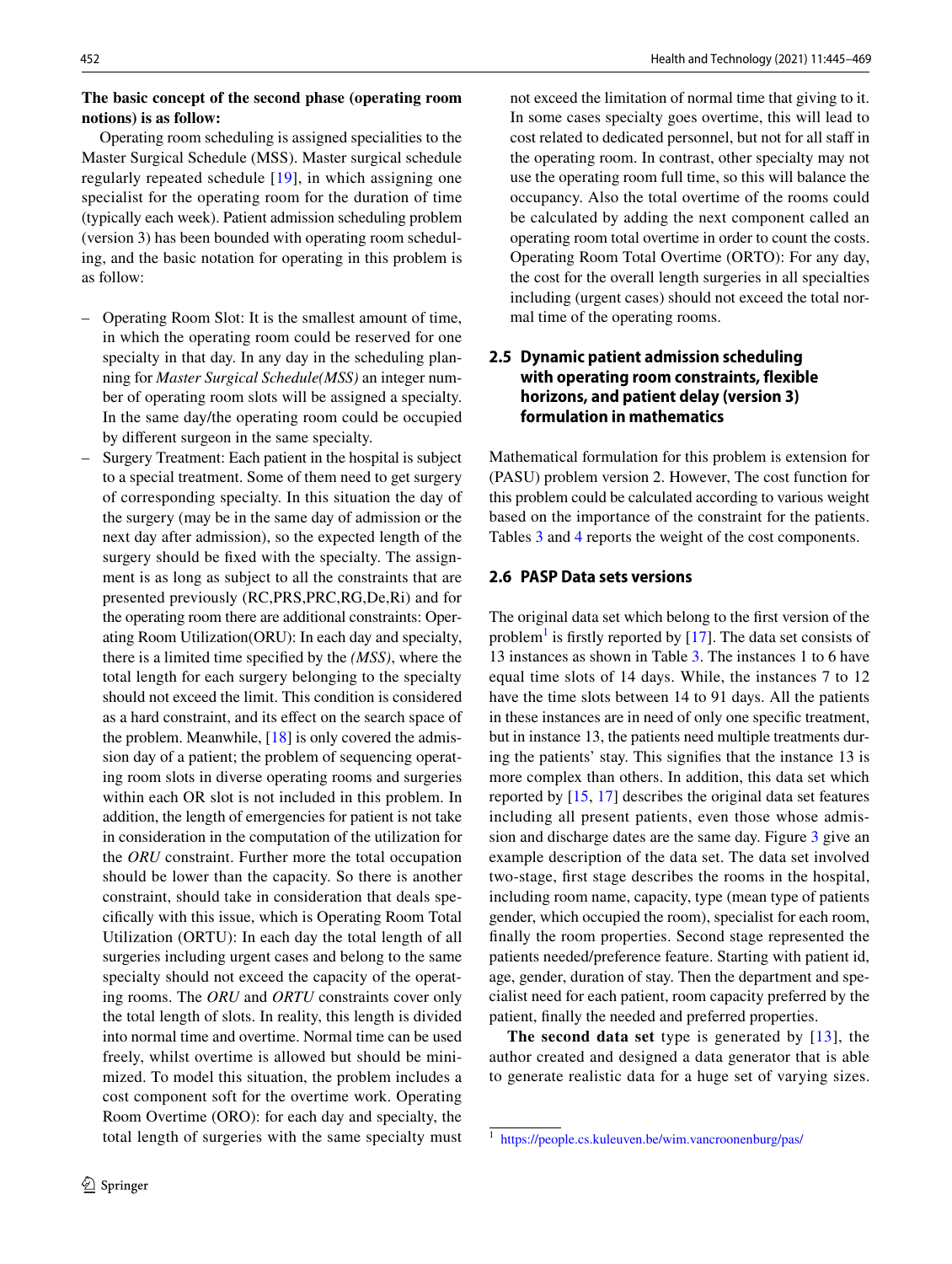**The basic concept of the second phase (operating room notions) is as follow:**

Operating room scheduling is assigned specialities to the Master Surgical Schedule (MSS). Master surgical schedule regularly repeated schedule [19], in which assigning one specialist for the operating room for the duration of time (typically each week). Patient admission scheduling problem (version 3) has been bounded with operating room scheduling, and the basic notation for operating in this problem is as follow:

- Operating Room Slot: It is the smallest amount of time, in which the operating room could be reserved for one specialty in that day. In any day in the scheduling planning for *Master Surgical Schedule(MSS)* an integer number of operating room slots will be assigned a specialty. In the same day/the operating room could be occupied by different surgeon in the same specialty.
- Surgery Treatment: Each patient in the hospital is subject to a special treatment. Some of them need to get surgery of corresponding specialty. In this situation the day of the surgery (may be in the same day of admission or the next day after admission), so the expected length of the surgery should be fixed with the specialty. The assignment is as long as subject to all the constraints that are presented previously (RC,PRS,PRC,RG,De,Ri) and for the operating room there are additional constraints: Operating Room Utilization(ORU): In each day and specialty, there is a limited time specified by the *(MSS)*, where the total length for each surgery belonging to the specialty should not exceed the limit. This condition is considered as a hard constraint, and its effect on the search space of the problem. Meanwhile, [18] is only covered the admission day of a patient; the problem of sequencing operating room slots in diverse operating rooms and surgeries within each OR slot is not included in this problem. In addition, the length of emergencies for patient is not take in consideration in the computation of the utilization for the *ORU* constraint. Further more the total occupation should be lower than the capacity. So there is another constraint, should take in consideration that deals specifically with this issue, which is Operating Room Total Utilization (ORTU): In each day the total length of all surgeries including urgent cases and belong to the same specialty should not exceed the capacity of the operating rooms. The *ORU* and *ORTU* constraints cover only the total length of slots. In reality, this length is divided into normal time and overtime. Normal time can be used freely, whilst overtime is allowed but should be minimized. To model this situation, the problem includes a cost component soft for the overtime work. Operating Room Overtime (ORO): for each day and specialty, the total length of surgeries with the same specialty must not exceed the limitation of normal time that giving to it. In some cases specialty goes overtime, this will lead to cost related to dedicated personnel, but not for all staff in the operating room. In contrast, other specialty may not use the operating room full time, so this will balance the occupancy. Also the total overtime of the rooms could be calculated by adding the next component called an operating room total overtime in order to count the costs. Operating Room Total Overtime (ORTO): For any day, the cost for the overall length surgeries in all specialties including (urgent cases) should not exceed the total normal time of the operating rooms.

## 2.5 Dynamic patient admission scheduling with operating room constraints, flexible horizons, and patient delay (version 3) formulation in mathematics

Mathematical formulation for this problem is extension for (PASU) problem version 2. However, The cost function for this problem could be calculated according to various weight based on the importance of the constraint for the patients. Tables 3 and 4 reports the weight of the cost components.

## 2.6 PASP Data sets versions

The original data set which belong to the first version of the problem[1] is firstly reported by [17]. The data set consists of 13 instances as shown in Table 3. The instances 1 to 6 have equal time slots of 14 days. While, the instances 7 to 12 have the time slots between 14 to 91 days. All the patients in these instances are in need of only one specific treatment, but in instance 13, the patients need multiple treatments during the patients' stay. This signifies that the instance 13 is more complex than others. In addition, this data set which reported by [15, 17] describes the original data set features including all present patients, even those whose admission and discharge dates are the same day. Figure 3 give an example description of the data set. The data set involved two-stage, first stage describes the rooms in the hospital, including room name, capacity, type (mean type of patients gender, which occupied the room), specialist for each room, finally the room properties. Second stage represented the patients needed/preference feature. Starting with patient id, age, gender, duration of stay. Then the department and specialist need for each patient, room capacity preferred by the patient, finally the needed and preferred properties.

**The second data set** type is generated by [13], the author created and designed a data generator that is able to generate realistic data for a huge set of varying sizes.

[1] https://people.cs.kuleuven.be/wim.vancroonenburg/pas/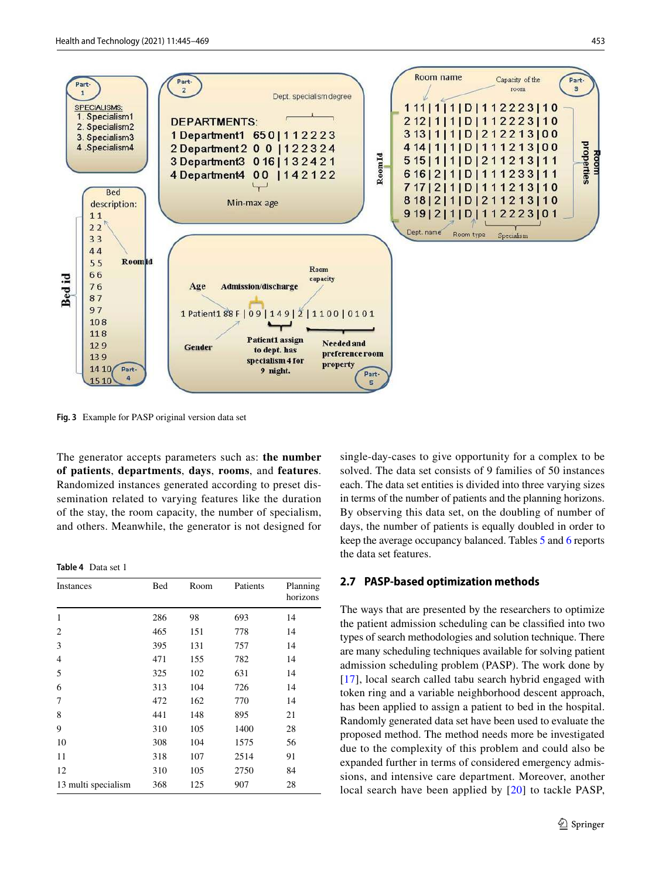Fig. 3 Example for PASP original version data set

The generator accepts parameters such as: **the number of patients**, **departments**, **days**, **rooms**, and **features**. Randomized instances generated according to preset dissemination related to varying features like the duration of the stay, the room capacity, the number of specialism, and others. Meanwhile, the generator is not designed for single-day-cases to give opportunity for a complex to be solved. The data set consists of 9 families of 50 instances each. The data set entities is divided into three varying sizes in terms of the number of patients and the planning horizons. By observing this data set, on the doubling of number of days, the number of patients is equally doubled in order to keep the average occupancy balanced. Tables 5 and 6 reports the data set features.

**Table 4** Data set 1

| Instances | Bed | Room | Patients | Planning horizons |
|---|---|---|---|---|
| 1 | 286 | 98 | 693 | 14 |
| 2 | 465 | 151 | 778 | 14 |
| 3 | 395 | 131 | 757 | 14 |
| 4 | 471 | 155 | 782 | 14 |
| 5 | 325 | 102 | 631 | 14 |
| 6 | 313 | 104 | 726 | 14 |
| 7 | 472 | 162 | 770 | 14 |
| 8 | 441 | 148 | 895 | 21 |
| 9 | 310 | 105 | 1400 | 28 |
| 10 | 308 | 104 | 1575 | 56 |
| 11 | 318 | 107 | 2514 | 91 |
| 12 | 310 | 105 | 2750 | 84 |
| 13 multi specialism | 368 | 125 | 907 | 28 |

### 2.7 PASP-based optimization methods

The ways that are presented by the researchers to optimize the patient admission scheduling can be classified into two types of search methodologies and solution technique. There are many scheduling techniques available for solving patient admission scheduling problem (PASP). The work done by [17], local search called tabu search hybrid engaged with token ring and a variable neighborhood descent approach, has been applied to assign a patient to bed in the hospital. Randomly generated data set have been used to evaluate the proposed method. The method needs more be investigated due to the complexity of this problem and could also be expanded further in terms of considered emergency admissions, and intensive care department. Moreover, another local search have been applied by [20] to tackle PASP,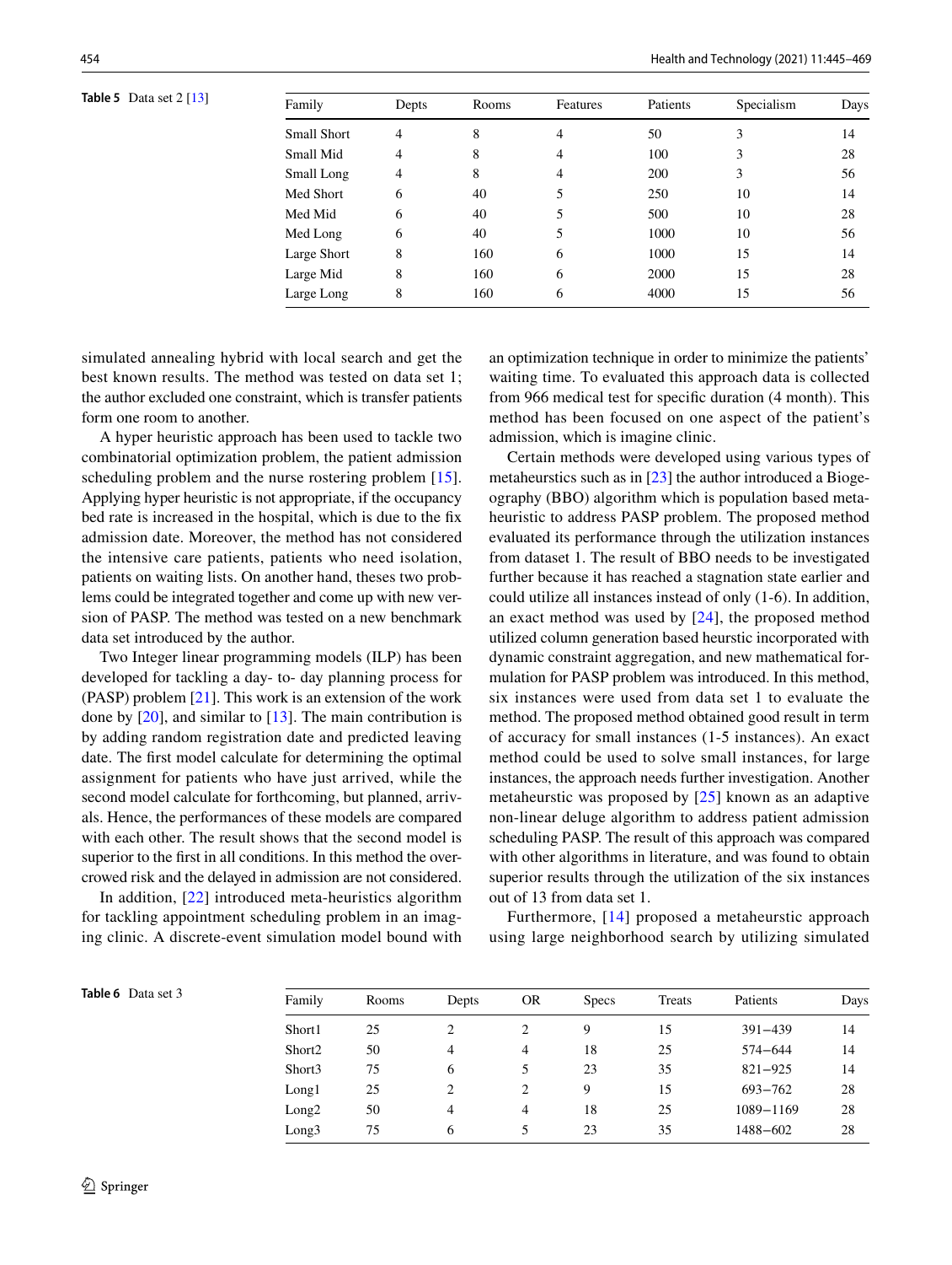**Table 5** Data set 2 [13]

| Family | Depts | Rooms | Features | Patients | Specialism | Days |
|---|---|---|---|---|---|---|
| Small Short | 4 | 8 | 4 | 50 | 3 | 14 |
| Small Mid | 4 | 8 | 4 | 100 | 3 | 28 |
| Small Long | 4 | 8 | 4 | 200 | 3 | 56 |
| Med Short | 6 | 40 | 5 | 250 | 10 | 14 |
| Med Mid | 6 | 40 | 5 | 500 | 10 | 28 |
| Med Long | 6 | 40 | 5 | 1000 | 10 | 56 |
| Large Short | 8 | 160 | 6 | 1000 | 15 | 14 |
| Large Mid | 8 | 160 | 6 | 2000 | 15 | 28 |
| Large Long | 8 | 160 | 6 | 4000 | 15 | 56 |

simulated annealing hybrid with local search and get the best known results. The method was tested on data set 1; the author excluded one constraint, which is transfer patients form one room to another.

A hyper heuristic approach has been used to tackle two combinatorial optimization problem, the patient admission scheduling problem and the nurse rostering problem [15]. Applying hyper heuristic is not appropriate, if the occupancy bed rate is increased in the hospital, which is due to the fix admission date. Moreover, the method has not considered the intensive care patients, patients who need isolation, patients on waiting lists. On another hand, theses two problems could be integrated together and come up with new version of PASP. The method was tested on a new benchmark data set introduced by the author.

Two Integer linear programming models (ILP) has been developed for tackling a day- to- day planning process for (PASP) problem [21]. This work is an extension of the work done by [20], and similar to [13]. The main contribution is by adding random registration date and predicted leaving date. The first model calculate for determining the optimal assignment for patients who have just arrived, while the second model calculate for forthcoming, but planned, arrivals. Hence, the performances of these models are compared with each other. The result shows that the second model is superior to the first in all conditions. In this method the overcrowed risk and the delayed in admission are not considered.

In addition, [22] introduced meta-heuristics algorithm for tackling appointment scheduling problem in an imaging clinic. A discrete-event simulation model bound with an optimization technique in order to minimize the patients' waiting time. To evaluated this approach data is collected from 966 medical test for specific duration (4 month). This method has been focused on one aspect of the patient's admission, which is imagine clinic.

Certain methods were developed using various types of metaheurstics such as in [23] the author introduced a Biogeography (BBO) algorithm which is population based metaheuristic to address PASP problem. The proposed method evaluated its performance through the utilization instances from dataset 1. The result of BBO needs to be investigated further because it has reached a stagnation state earlier and could utilize all instances instead of only (1-6). In addition, an exact method was used by [24], the proposed method utilized column generation based heurstic incorporated with dynamic constraint aggregation, and new mathematical formulation for PASP problem was introduced. In this method, six instances were used from data set 1 to evaluate the method. The proposed method obtained good result in term of accuracy for small instances (1-5 instances). An exact method could be used to solve small instances, for large instances, the approach needs further investigation. Another metaheurstic was proposed by [25] known as an adaptive non-linear deluge algorithm to address patient admission scheduling PASP. The result of this approach was compared with other algorithms in literature, and was found to obtain superior results through the utilization of the six instances out of 13 from data set 1.

Furthermore, [14] proposed a metaheurstic approach using large neighborhood search by utilizing simulated

**Table 6** Data set 3

| Family | Rooms | Depts | OR | Specs | Treats | Patients | Days |
|---|---|---|---|---|---|---|---|
| Short1 | 25 | 2 | 2 | 9 | 15 | 391−439 | 14 |
| Short2 | 50 | 4 | 4 | 18 | 25 | 574−644 | 14 |
| Short3 | 75 | 6 | 5 | 23 | 35 | 821−925 | 14 |
| Long1 | 25 | 2 | 2 | 9 | 15 | 693−762 | 28 |
| Long2 | 50 | 4 | 4 | 18 | 25 | 1089−1169 | 28 |
| Long3 | 75 | 6 | 5 | 23 | 35 | 1488−602 | 28 |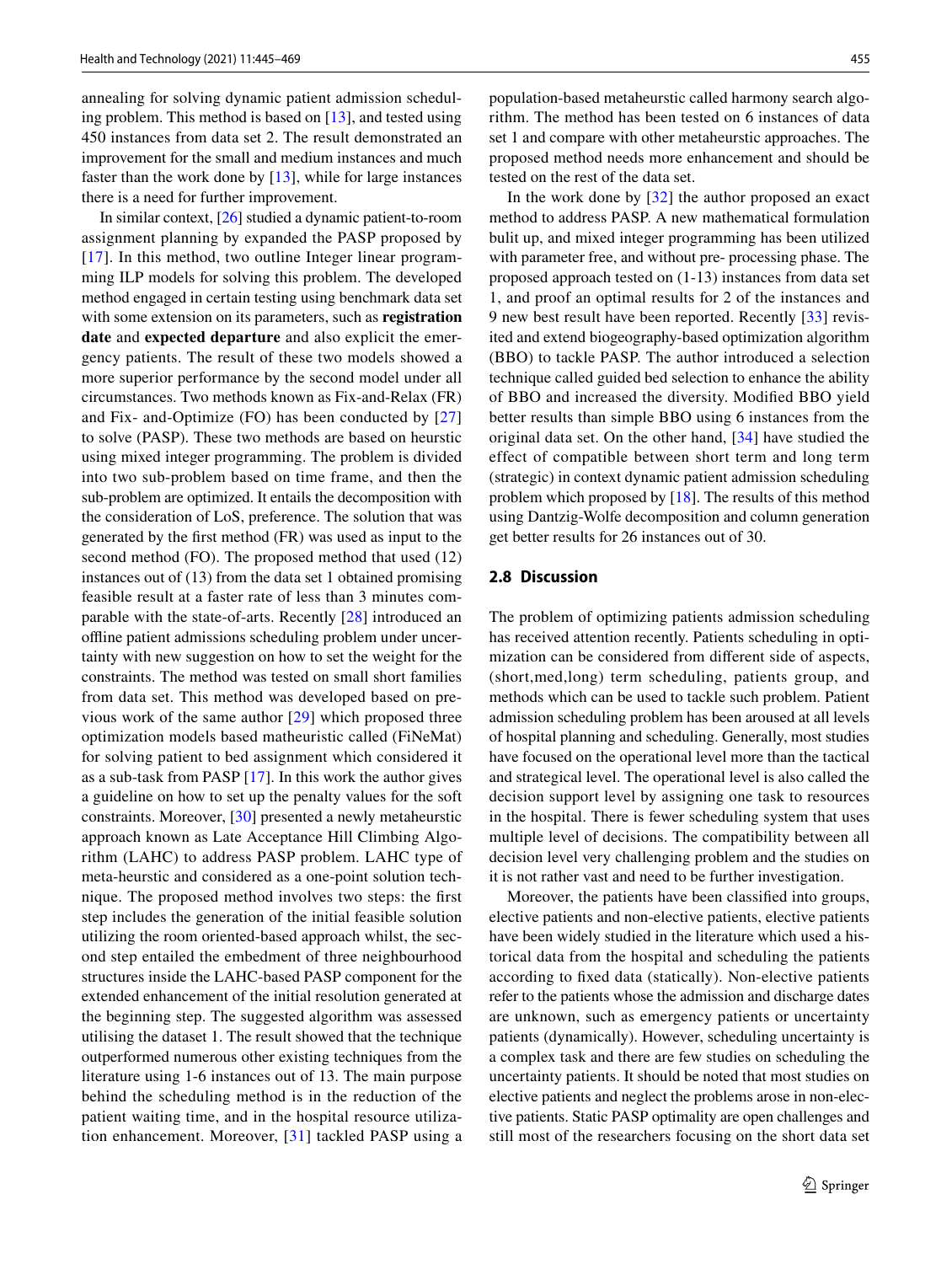annealing for solving dynamic patient admission scheduling problem. This method is based on [13], and tested using 450 instances from data set 2. The result demonstrated an improvement for the small and medium instances and much faster than the work done by [13], while for large instances there is a need for further improvement.

In similar context, [26] studied a dynamic patient-to-room assignment planning by expanded the PASP proposed by [17]. In this method, two outline Integer linear programming ILP models for solving this problem. The developed method engaged in certain testing using benchmark data set with some extension on its parameters, such as **registration date** and **expected departure** and also explicit the emergency patients. The result of these two models showed a more superior performance by the second model under all circumstances. Two methods known as Fix-and-Relax (FR) and Fix- and-Optimize (FO) has been conducted by [27] to solve (PASP). These two methods are based on heurstic using mixed integer programming. The problem is divided into two sub-problem based on time frame, and then the sub-problem are optimized. It entails the decomposition with the consideration of LoS, preference. The solution that was generated by the first method (FR) was used as input to the second method (FO). The proposed method that used (12) instances out of (13) from the data set 1 obtained promising feasible result at a faster rate of less than 3 minutes comparable with the state-of-arts. Recently [28] introduced an offline patient admissions scheduling problem under uncertainty with new suggestion on how to set the weight for the constraints. The method was tested on small short families from data set. This method was developed based on previous work of the same author [29] which proposed three optimization models based matheuristic called (FiNeMat) for solving patient to bed assignment which considered it as a sub-task from PASP [17]. In this work the author gives a guideline on how to set up the penalty values for the soft constraints. Moreover, [30] presented a newly metaheurstic approach known as Late Acceptance Hill Climbing Algorithm (LAHC) to address PASP problem. LAHC type of meta-heurstic and considered as a one-point solution technique. The proposed method involves two steps: the first step includes the generation of the initial feasible solution utilizing the room oriented-based approach whilst, the second step entailed the embedment of three neighbourhood structures inside the LAHC-based PASP component for the extended enhancement of the initial resolution generated at the beginning step. The suggested algorithm was assessed utilising the dataset 1. The result showed that the technique outperformed numerous other existing techniques from the literature using 1-6 instances out of 13. The main purpose behind the scheduling method is in the reduction of the patient waiting time, and in the hospital resource utilization enhancement. Moreover, [31] tackled PASP using a population-based metaheurstic called harmony search algorithm. The method has been tested on 6 instances of data set 1 and compare with other metaheurstic approaches. The proposed method needs more enhancement and should be tested on the rest of the data set.

In the work done by [32] the author proposed an exact method to address PASP. A new mathematical formulation bulit up, and mixed integer programming has been utilized with parameter free, and without pre- processing phase. The proposed approach tested on (1-13) instances from data set 1, and proof an optimal results for 2 of the instances and 9 new best result have been reported. Recently [33] revisited and extend biogeography-based optimization algorithm (BBO) to tackle PASP. The author introduced a selection technique called guided bed selection to enhance the ability of BBO and increased the diversity. Modified BBO yield better results than simple BBO using 6 instances from the original data set. On the other hand, [34] have studied the effect of compatible between short term and long term (strategic) in context dynamic patient admission scheduling problem which proposed by [18]. The results of this method using Dantzig-Wolfe decomposition and column generation get better results for 26 instances out of 30.

### 2.8 Discussion

The problem of optimizing patients admission scheduling has received attention recently. Patients scheduling in optimization can be considered from different side of aspects, (short,med,long) term scheduling, patients group, and methods which can be used to tackle such problem. Patient admission scheduling problem has been aroused at all levels of hospital planning and scheduling. Generally, most studies have focused on the operational level more than the tactical and strategical level. The operational level is also called the decision support level by assigning one task to resources in the hospital. There is fewer scheduling system that uses multiple level of decisions. The compatibility between all decision level very challenging problem and the studies on it is not rather vast and need to be further investigation.

Moreover, the patients have been classified into groups, elective patients and non-elective patients, elective patients have been widely studied in the literature which used a historical data from the hospital and scheduling the patients according to fixed data (statically). Non-elective patients refer to the patients whose the admission and discharge dates are unknown, such as emergency patients or uncertainty patients (dynamically). However, scheduling uncertainty is a complex task and there are few studies on scheduling the uncertainty patients. It should be noted that most studies on elective patients and neglect the problems arose in non-elective patients. Static PASP optimality are open challenges and still most of the researchers focusing on the short data set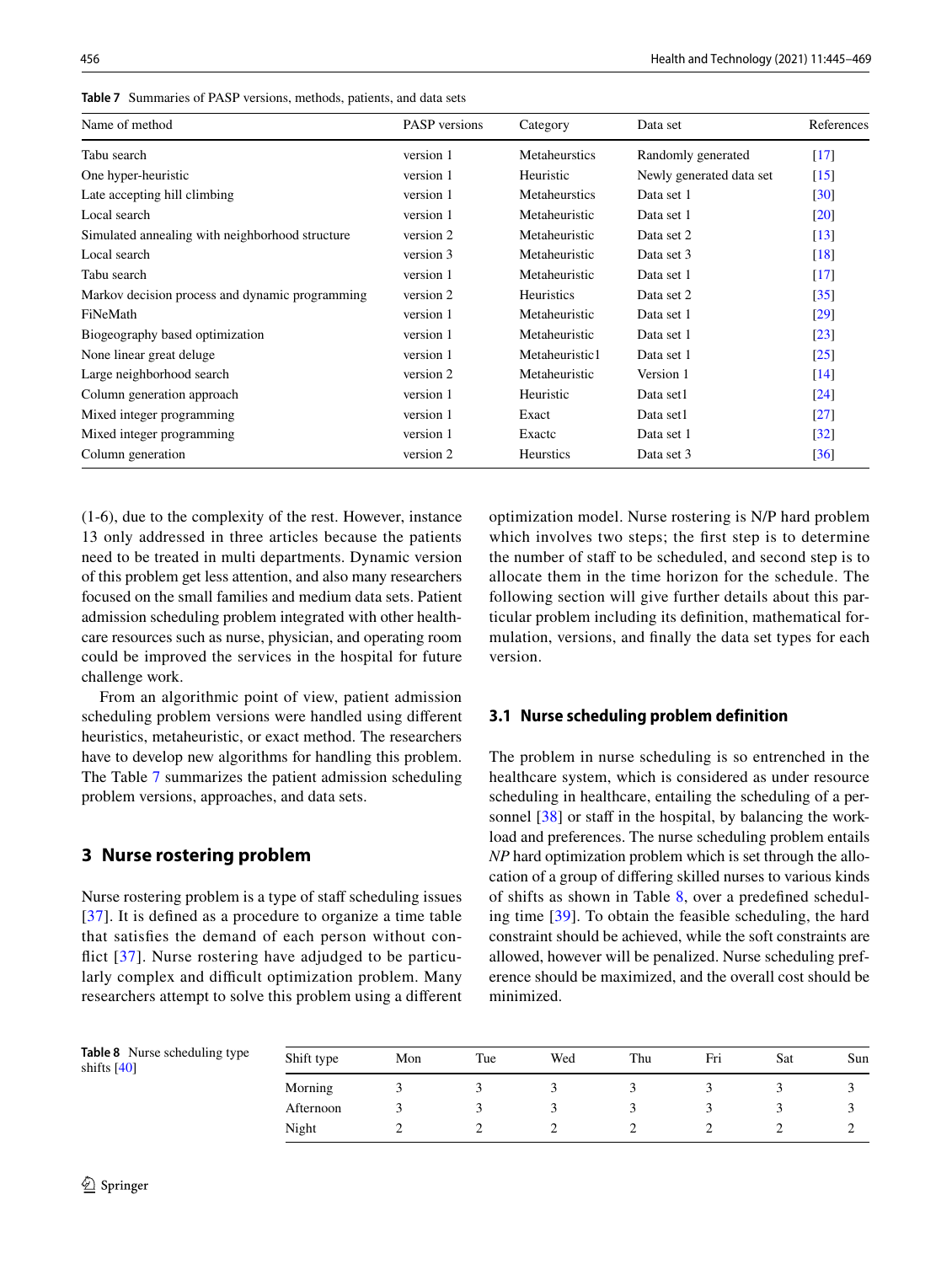Table 7 Summaries of PASP versions, methods, patients, and data sets

| Name of method | PASP versions | Category | Data set | References |
|---|---|---|---|---|
| Tabu search | version 1 | Metaheurstics | Randomly generated | [17] |
| One hyper-heuristic | version 1 | Heuristic | Newly generated data set | [15] |
| Late accepting hill climbing | version 1 | Metaheurstics | Data set 1 | [30] |
| Local search | version 1 | Metaheuristic | Data set 1 | [20] |
| Simulated annealing with neighborhood structure | version 2 | Metaheuristic | Data set 2 | [13] |
| Local search | version 3 | Metaheuristic | Data set 3 | [18] |
| Tabu search | version 1 | Metaheuristic | Data set 1 | [17] |
| Markov decision process and dynamic programming | version 2 | Heuristics | Data set 2 | [35] |
| FiNeMath | version 1 | Metaheuristic | Data set 1 | [29] |
| Biogeography based optimization | version 1 | Metaheuristic | Data set 1 | [23] |
| None linear great deluge | version 1 | Metaheuristic1 | Data set 1 | [25] |
| Large neighborhood search | version 2 | Metaheuristic | Version 1 | [14] |
| Column generation approach | version 1 | Heuristic | Data set1 | [24] |
| Mixed integer programming | version 1 | Exact | Data set1 | [27] |
| Mixed integer programming | version 1 | Exactc | Data set 1 | [32] |
| Column generation | version 2 | Heurstics | Data set 3 | [36] |

(1-6), due to the complexity of the rest. However, instance 13 only addressed in three articles because the patients need to be treated in multi departments. Dynamic version of this problem get less attention, and also many researchers focused on the small families and medium data sets. Patient admission scheduling problem integrated with other healthcare resources such as nurse, physician, and operating room could be improved the services in the hospital for future challenge work.

From an algorithmic point of view, patient admission scheduling problem versions were handled using different heuristics, metaheuristic, or exact method. The researchers have to develop new algorithms for handling this problem. The Table 7 summarizes the patient admission scheduling problem versions, approaches, and data sets.

# 3 Nurse rostering problem

Nurse rostering problem is a type of staff scheduling issues [37]. It is defined as a procedure to organize a time table that satisfies the demand of each person without conflict [37]. Nurse rostering have adjudged to be particularly complex and difficult optimization problem. Many researchers attempt to solve this problem using a different optimization model. Nurse rostering is N/P hard problem which involves two steps; the first step is to determine the number of staff to be scheduled, and second step is to allocate them in the time horizon for the schedule. The following section will give further details about this particular problem including its definition, mathematical formulation, versions, and finally the data set types for each version.

## 3.1 Nurse scheduling problem definition

The problem in nurse scheduling is so entrenched in the healthcare system, which is considered as under resource scheduling in healthcare, entailing the scheduling of a personnel [38] or staff in the hospital, by balancing the workload and preferences. The nurse scheduling problem entails *NP* hard optimization problem which is set through the allocation of a group of differing skilled nurses to various kinds of shifts as shown in Table 8, over a predefined scheduling time [39]. To obtain the feasible scheduling, the hard constraint should be achieved, while the soft constraints are allowed, however will be penalized. Nurse scheduling preference should be maximized, and the overall cost should be minimized.

Table 8 Nurse scheduling type shifts [40]

| Shift type | Mon | Tue | Wed | Thu | Fri | Sat | Sun |
|---|---|---|---|---|---|---|---|
| Morning | 3 | 3 | 3 | 3 | 3 | 3 | 3 |
| Afternoon | 3 | 3 | 3 | 3 | 3 | 3 | 3 |
| Night | 2 | 2 | 2 | 2 | 2 | 2 | 2 |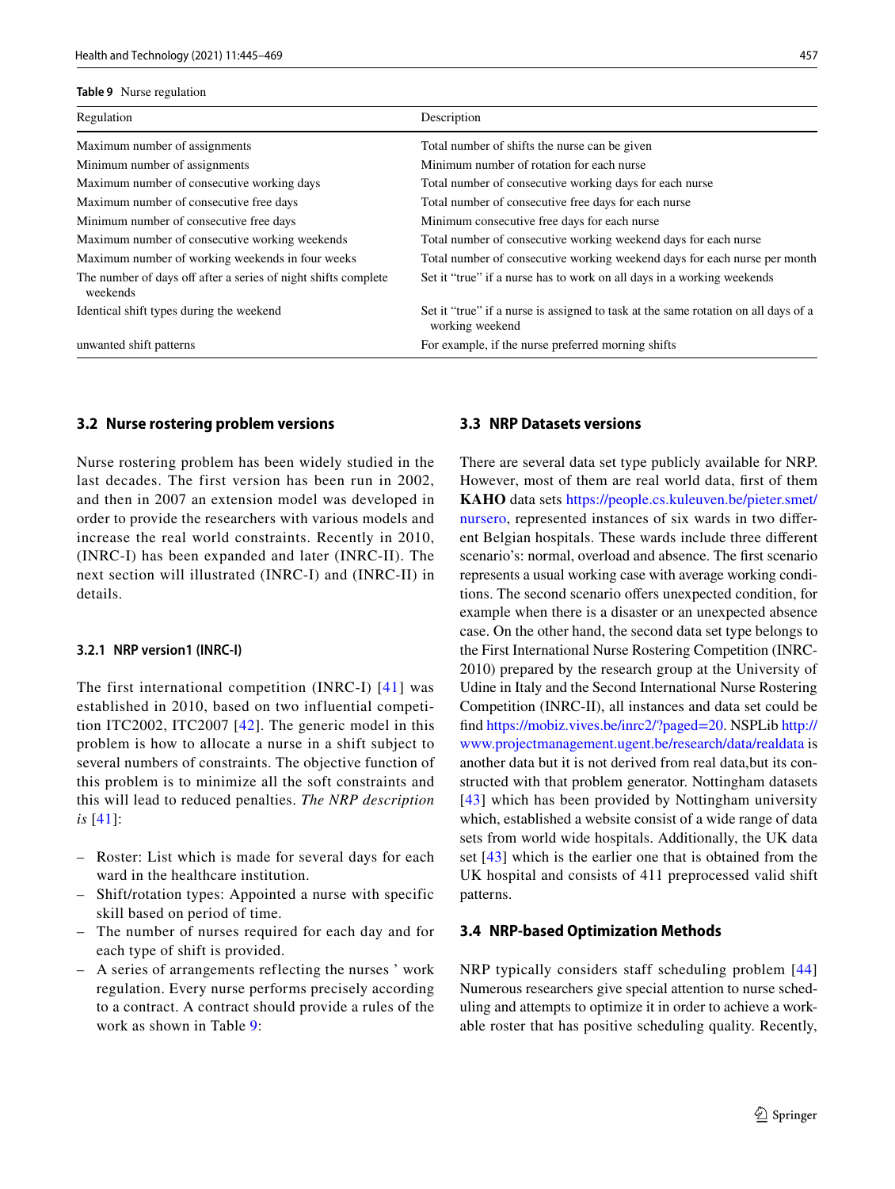**Table 9** Nurse regulation

| Regulation | Description |
|---|---|
| Maximum number of assignments | Total number of shifts the nurse can be given |
| Minimum number of assignments | Minimum number of rotation for each nurse |
| Maximum number of consecutive working days | Total number of consecutive working days for each nurse |
| Maximum number of consecutive free days | Total number of consecutive free days for each nurse |
| Minimum number of consecutive free days | Minimum consecutive free days for each nurse |
| Maximum number of consecutive working weekends | Total number of consecutive working weekend days for each nurse |
| Maximum number of working weekends in four weeks | Total number of consecutive working weekend days for each nurse per month |
| The number of days off after a series of night shifts complete weekends | Set it "true" if a nurse has to work on all days in a working weekends |
| Identical shift types during the weekend | Set it "true" if a nurse is assigned to task at the same rotation on all days of a working weekend |
| unwanted shift patterns | For example, if the nurse preferred morning shifts |

### 3.2 Nurse rostering problem versions

Nurse rostering problem has been widely studied in the last decades. The first version has been run in 2002, and then in 2007 an extension model was developed in order to provide the researchers with various models and increase the real world constraints. Recently in 2010, (INRC-I) has been expanded and later (INRC-II). The next section will illustrated (INRC-I) and (INRC-II) in details.

#### 3.2.1 NRP version1 (INRC-I)

The first international competition (INRC-I) [41] was established in 2010, based on two influential competition ITC2002, ITC2007 [42]. The generic model in this problem is how to allocate a nurse in a shift subject to several numbers of constraints. The objective function of this problem is to minimize all the soft constraints and this will lead to reduced penalties. *The NRP description is* [41]:

- Roster: List which is made for several days for each ward in the healthcare institution.
- Shift/rotation types: Appointed a nurse with specific skill based on period of time.
- The number of nurses required for each day and for each type of shift is provided.
- A series of arrangements reflecting the nurses ' work regulation. Every nurse performs precisely according to a contract. A contract should provide a rules of the work as shown in Table 9:

### 3.3 NRP Datasets versions

There are several data set type publicly available for NRP. However, most of them are real world data, first of them **KAHO** data sets https://people.cs.kuleuven.be/pieter.smet/nursero, represented instances of six wards in two different Belgian hospitals. These wards include three different scenario's: normal, overload and absence. The first scenario represents a usual working case with average working conditions. The second scenario offers unexpected condition, for example when there is a disaster or an unexpected absence case. On the other hand, the second data set type belongs to the First International Nurse Rostering Competition (INRC-2010) prepared by the research group at the University of Udine in Italy and the Second International Nurse Rostering Competition (INRC-II), all instances and data set could be find https://mobiz.vives.be/inrc2/?paged=20. NSPLib http://www.projectmanagement.ugent.be/research/data/realdata is another data but it is not derived from real data,but its constructed with that problem generator. Nottingham datasets [43] which has been provided by Nottingham university which, established a website consist of a wide range of data sets from world wide hospitals. Additionally, the UK data set [43] which is the earlier one that is obtained from the UK hospital and consists of 411 preprocessed valid shift patterns.

### 3.4 NRP-based Optimization Methods

NRP typically considers staff scheduling problem [44] Numerous researchers give special attention to nurse scheduling and attempts to optimize it in order to achieve a workable roster that has positive scheduling quality. Recently,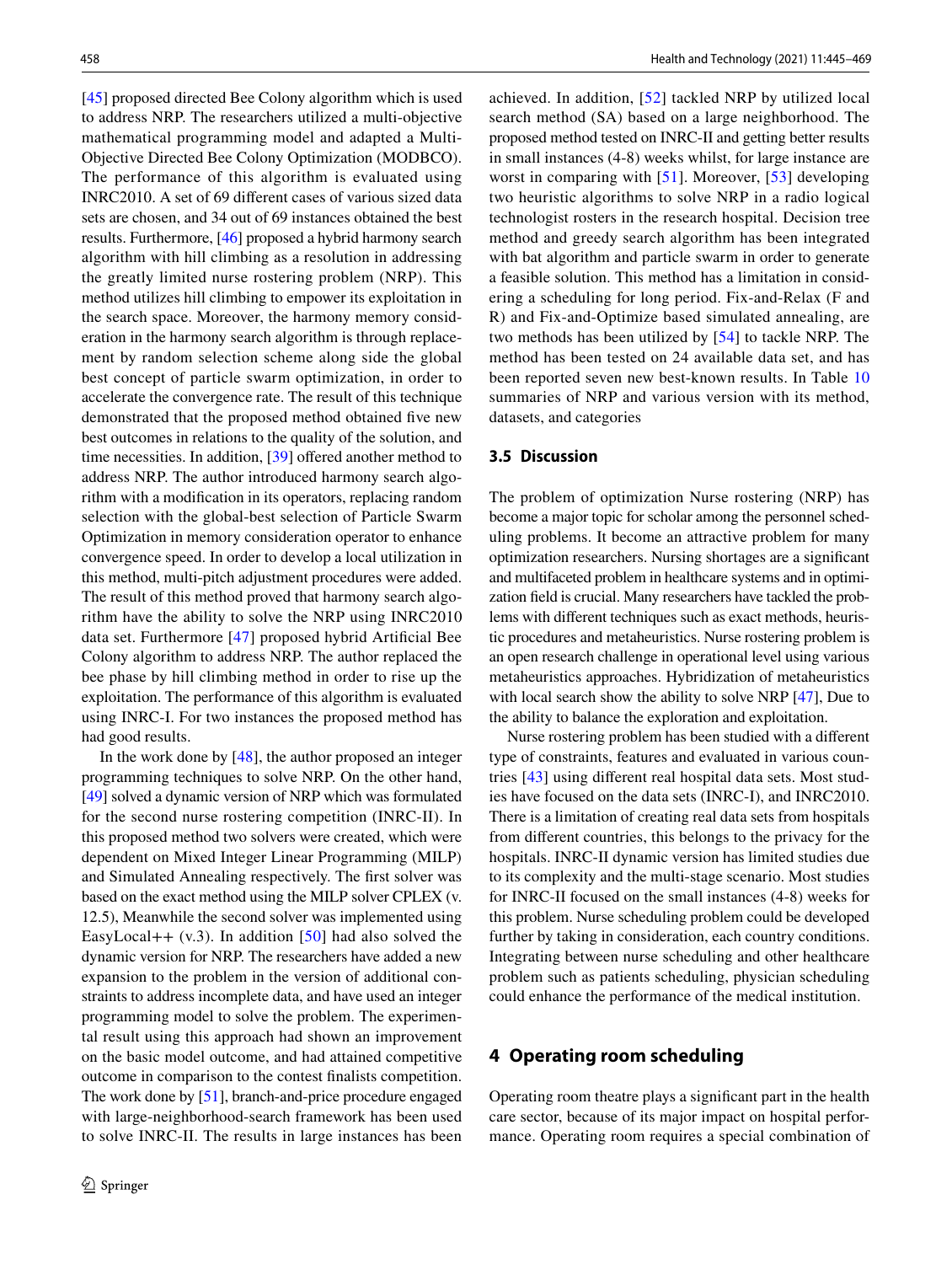[45] proposed directed Bee Colony algorithm which is used to address NRP. The researchers utilized a multi-objective mathematical programming model and adapted a Multi-Objective Directed Bee Colony Optimization (MODBCO). The performance of this algorithm is evaluated using INRC2010. A set of 69 different cases of various sized data sets are chosen, and 34 out of 69 instances obtained the best results. Furthermore, [46] proposed a hybrid harmony search algorithm with hill climbing as a resolution in addressing the greatly limited nurse rostering problem (NRP). This method utilizes hill climbing to empower its exploitation in the search space. Moreover, the harmony memory consideration in the harmony search algorithm is through replacement by random selection scheme along side the global best concept of particle swarm optimization, in order to accelerate the convergence rate. The result of this technique demonstrated that the proposed method obtained five new best outcomes in relations to the quality of the solution, and time necessities. In addition, [39] offered another method to address NRP. The author introduced harmony search algorithm with a modification in its operators, replacing random selection with the global-best selection of Particle Swarm Optimization in memory consideration operator to enhance convergence speed. In order to develop a local utilization in this method, multi-pitch adjustment procedures were added. The result of this method proved that harmony search algorithm have the ability to solve the NRP using INRC2010 data set. Furthermore [47] proposed hybrid Artificial Bee Colony algorithm to address NRP. The author replaced the bee phase by hill climbing method in order to rise up the exploitation. The performance of this algorithm is evaluated using INRC-I. For two instances the proposed method has had good results.

In the work done by [48], the author proposed an integer programming techniques to solve NRP. On the other hand, [49] solved a dynamic version of NRP which was formulated for the second nurse rostering competition (INRC-II). In this proposed method two solvers were created, which were dependent on Mixed Integer Linear Programming (MILP) and Simulated Annealing respectively. The first solver was based on the exact method using the MILP solver CPLEX (v. 12.5), Meanwhile the second solver was implemented using EasyLocal++ (v.3). In addition [50] had also solved the dynamic version for NRP. The researchers have added a new expansion to the problem in the version of additional constraints to address incomplete data, and have used an integer programming model to solve the problem. The experimental result using this approach had shown an improvement on the basic model outcome, and had attained competitive outcome in comparison to the contest finalists competition. The work done by [51], branch-and-price procedure engaged with large-neighborhood-search framework has been used to solve INRC-II. The results in large instances has been achieved. In addition, [52] tackled NRP by utilized local search method (SA) based on a large neighborhood. The proposed method tested on INRC-II and getting better results in small instances (4-8) weeks whilst, for large instance are worst in comparing with [51]. Moreover, [53] developing two heuristic algorithms to solve NRP in a radio logical technologist rosters in the research hospital. Decision tree method and greedy search algorithm has been integrated with bat algorithm and particle swarm in order to generate a feasible solution. This method has a limitation in considering a scheduling for long period. Fix-and-Relax (F and R) and Fix-and-Optimize based simulated annealing, are two methods has been utilized by [54] to tackle NRP. The method has been tested on 24 available data set, and has been reported seven new best-known results. In Table 10 summaries of NRP and various version with its method, datasets, and categories

### 3.5 Discussion

The problem of optimization Nurse rostering (NRP) has become a major topic for scholar among the personnel scheduling problems. It become an attractive problem for many optimization researchers. Nursing shortages are a significant and multifaceted problem in healthcare systems and in optimization field is crucial. Many researchers have tackled the problems with different techniques such as exact methods, heuristic procedures and metaheuristics. Nurse rostering problem is an open research challenge in operational level using various metaheuristics approaches. Hybridization of metaheuristics with local search show the ability to solve NRP [47], Due to the ability to balance the exploration and exploitation.

Nurse rostering problem has been studied with a different type of constraints, features and evaluated in various countries [43] using different real hospital data sets. Most studies have focused on the data sets (INRC-I), and INRC2010. There is a limitation of creating real data sets from hospitals from different countries, this belongs to the privacy for the hospitals. INRC-II dynamic version has limited studies due to its complexity and the multi-stage scenario. Most studies for INRC-II focused on the small instances (4-8) weeks for this problem. Nurse scheduling problem could be developed further by taking in consideration, each country conditions. Integrating between nurse scheduling and other healthcare problem such as patients scheduling, physician scheduling could enhance the performance of the medical institution.

## 4 Operating room scheduling

Operating room theatre plays a significant part in the health care sector, because of its major impact on hospital performance. Operating room requires a special combination of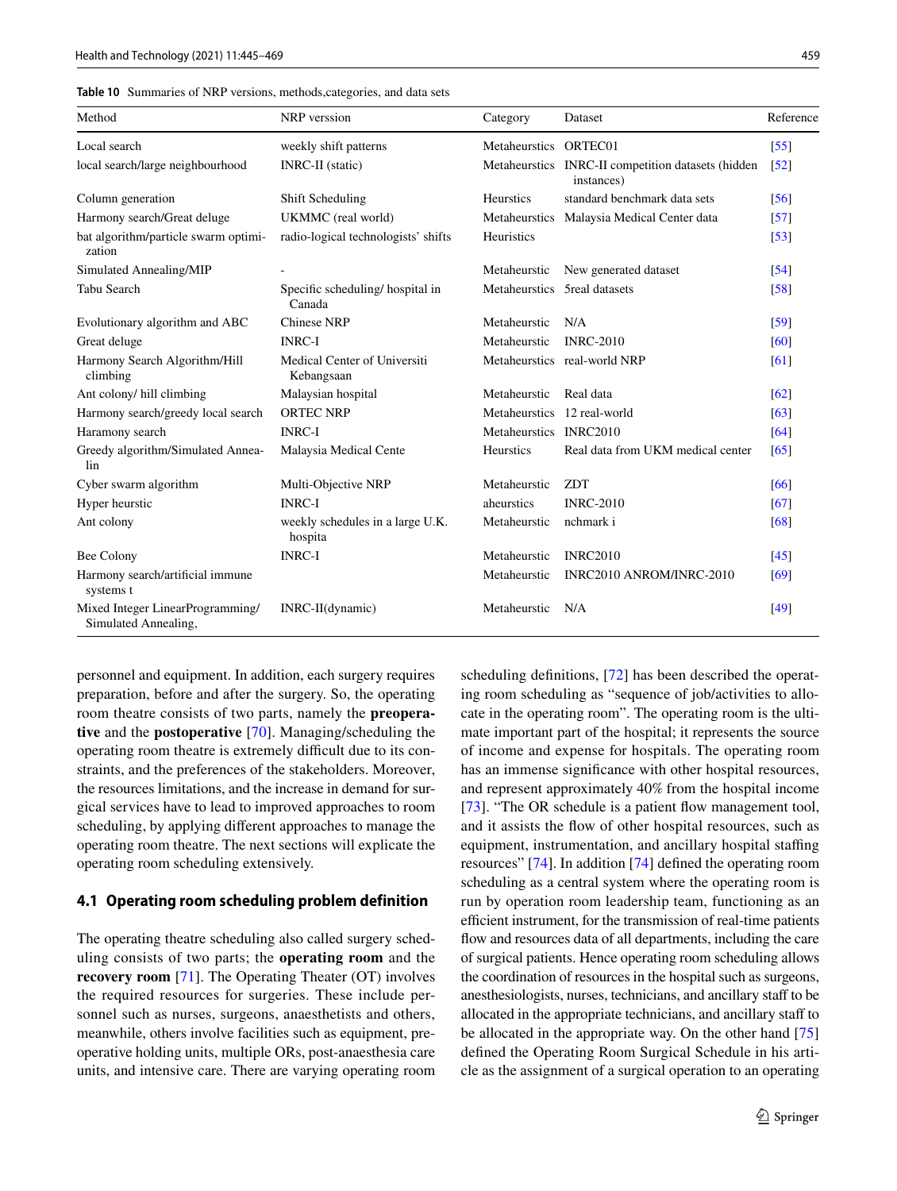Table 10 Summaries of NRP versions, methods,categories, and data sets

| Method | NRP verssion | Category | Dataset | Reference |
|---|---|---|---|---|
| Local search | weekly shift patterns | Metaheurstics | ORTEC01 | [55] |
| local search/large neighbourhood | INRC-II (static) | Metaheurstics | INRC-II competition datasets (hidden instances) | [52] |
| Column generation | Shift Scheduling | Heurstics | standard benchmark data sets | [56] |
| Harmony search/Great deluge | UKMMC (real world) | Metaheurstics | Malaysia Medical Center data | [57] |
| bat algorithm/particle swarm optimization | radio-logical technologists' shifts | Heuristics | | [53] |
| Simulated Annealing/MIP | - | Metaheurstic | New generated dataset | [54] |
| Tabu Search | Specific scheduling/ hospital in Canada | Metaheurstics | 5real datasets | [58] |
| Evolutionary algorithm and ABC | Chinese NRP | Metaheurstic | N/A | [59] |
| Great deluge | INRC-I | Metaheurstic | INRC-2010 | [60] |
| Harmony Search Algorithm/Hill climbing | Medical Center of Universiti Kebangsaan | Metaheurstics | real-world NRP | [61] |
| Ant colony/ hill climbing | Malaysian hospital | Metaheurstic | Real data | [62] |
| Harmony search/greedy local search | ORTEC NRP | Metaheurstics | 12 real-world | [63] |
| Haramony search | INRC-I | Metaheurstics | INRC2010 | [64] |
| Greedy algorithm/Simulated Annealin | Malaysia Medical Cente | Heurstics | Real data from UKM medical center | [65] |
| Cyber swarm algorithm | Multi-Objective NRP | Metaheurstic | ZDT | [66] |
| Hyper heurstic | INRC-I | aheurstics | INRC-2010 | [67] |
| Ant colony | weekly schedules in a large U.K. hospita | Metaheurstic | nchmark i | [68] |
| Bee Colony | INRC-I | Metaheurstic | INRC2010 | [45] |
| Harmony search/artificial immune systems t | | Metaheurstic | INRC2010 ANROM/INRC-2010 | [69] |
| Mixed Integer LinearProgramming/ Simulated Annealing, | INRC-II(dynamic) | Metaheurstic | N/A | [49] |

personnel and equipment. In addition, each surgery requires preparation, before and after the surgery. So, the operating room theatre consists of two parts, namely the **preoperative** and the **postoperative** [70]. Managing/scheduling the operating room theatre is extremely difficult due to its constraints, and the preferences of the stakeholders. Moreover, the resources limitations, and the increase in demand for surgical services have to lead to improved approaches to room scheduling, by applying different approaches to manage the operating room theatre. The next sections will explicate the operating room scheduling extensively.

### 4.1 Operating room scheduling problem definition

The operating theatre scheduling also called surgery scheduling consists of two parts; the **operating room** and the **recovery room** [71]. The Operating Theater (OT) involves the required resources for surgeries. These include personnel such as nurses, surgeons, anaesthetists and others, meanwhile, others involve facilities such as equipment, preoperative holding units, multiple ORs, post-anaesthesia care units, and intensive care. There are varying operating room scheduling definitions, [72] has been described the operating room scheduling as "sequence of job/activities to allocate in the operating room". The operating room is the ultimate important part of the hospital; it represents the source of income and expense for hospitals. The operating room has an immense significance with other hospital resources, and represent approximately 40% from the hospital income [73]. "The OR schedule is a patient flow management tool, and it assists the flow of other hospital resources, such as equipment, instrumentation, and ancillary hospital staffing resources" [74]. In addition [74] defined the operating room scheduling as a central system where the operating room is run by operation room leadership team, functioning as an efficient instrument, for the transmission of real-time patients flow and resources data of all departments, including the care of surgical patients. Hence operating room scheduling allows the coordination of resources in the hospital such as surgeons, anesthesiologists, nurses, technicians, and ancillary staff to be allocated in the appropriate technicians, and ancillary staff to be allocated in the appropriate way. On the other hand [75] defined the Operating Room Surgical Schedule in his article as the assignment of a surgical operation to an operating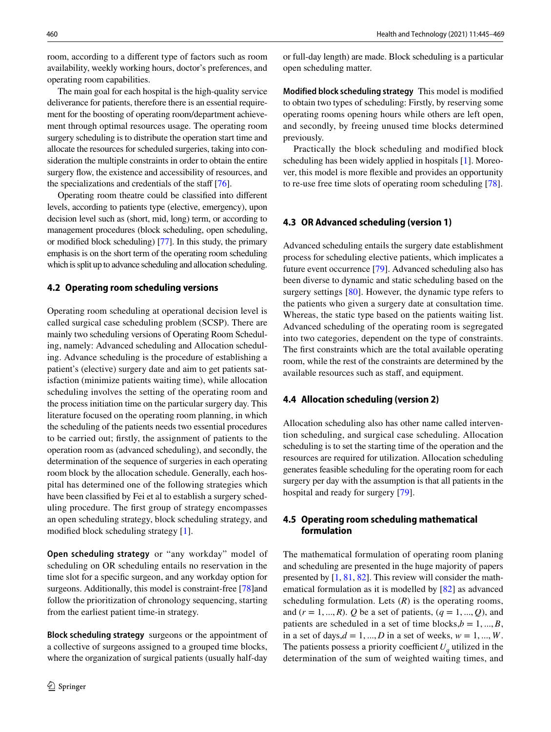room, according to a different type of factors such as room availability, weekly working hours, doctor's preferences, and operating room capabilities.

The main goal for each hospital is the high-quality service deliverance for patients, therefore there is an essential requirement for the boosting of operating room/department achievement through optimal resources usage. The operating room surgery scheduling is to distribute the operation start time and allocate the resources for scheduled surgeries, taking into consideration the multiple constraints in order to obtain the entire surgery flow, the existence and accessibility of resources, and the specializations and credentials of the staff [76].

Operating room theatre could be classified into different levels, according to patients type (elective, emergency), upon decision level such as (short, mid, long) term, or according to management procedures (block scheduling, open scheduling, or modified block scheduling) [77]. In this study, the primary emphasis is on the short term of the operating room scheduling which is split up to advance scheduling and allocation scheduling.

### 4.2 Operating room scheduling versions

Operating room scheduling at operational decision level is called surgical case scheduling problem (SCSP). There are mainly two scheduling versions of Operating Room Scheduling, namely: Advanced scheduling and Allocation scheduling. Advance scheduling is the procedure of establishing a patient's (elective) surgery date and aim to get patients satisfaction (minimize patients waiting time), while allocation scheduling involves the setting of the operating room and the process initiation time on the particular surgery day. This literature focused on the operating room planning, in which the scheduling of the patients needs two essential procedures to be carried out; firstly, the assignment of patients to the operation room as (advanced scheduling), and secondly, the determination of the sequence of surgeries in each operating room block by the allocation schedule. Generally, each hospital has determined one of the following strategies which have been classified by Fei et al to establish a surgery scheduling procedure. The first group of strategy encompasses an open scheduling strategy, block scheduling strategy, and modified block scheduling strategy [1].

**Open scheduling strategy** or "any workday" model of scheduling on OR scheduling entails no reservation in the time slot for a specific surgeon, and any workday option for surgeons. Additionally, this model is constraint-free [78]and follow the prioritization of chronology sequencing, starting from the earliest patient time-in strategy.

**Block scheduling strategy** surgeons or the appointment of a collective of surgeons assigned to a grouped time blocks, where the organization of surgical patients (usually half-day or full-day length) are made. Block scheduling is a particular open scheduling matter.

**Modified block scheduling strategy** This model is modified to obtain two types of scheduling: Firstly, by reserving some operating rooms opening hours while others are left open, and secondly, by freeing unused time blocks determined previously.

Practically the block scheduling and modified block scheduling has been widely applied in hospitals [1]. Moreover, this model is more flexible and provides an opportunity to re-use free time slots of operating room scheduling [78].

### 4.3 OR Advanced scheduling (version 1)

Advanced scheduling entails the surgery date establishment process for scheduling elective patients, which implicates a future event occurrence [79]. Advanced scheduling also has been diverse to dynamic and static scheduling based on the surgery settings [80]. However, the dynamic type refers to the patients who given a surgery date at consultation time. Whereas, the static type based on the patients waiting list. Advanced scheduling of the operating room is segregated into two categories, dependent on the type of constraints. The first constraints which are the total available operating room, while the rest of the constraints are determined by the available resources such as staff, and equipment.

### 4.4 Allocation scheduling (version 2)

Allocation scheduling also has other name called intervention scheduling, and surgical case scheduling. Allocation scheduling is to set the starting time of the operation and the resources are required for utilization. Allocation scheduling generates feasible scheduling for the operating room for each surgery per day with the assumption is that all patients in the hospital and ready for surgery [79].

### 4.5 Operating room scheduling mathematical formulation

The mathematical formulation of operating room planing and scheduling are presented in the huge majority of papers presented by [1, 81, 82]. This review will consider the mathematical formulation as it is modelled by [82] as advanced scheduling formulation. Lets $(R)$ is the operating rooms, and $(r = 1, ..., R)$. $Q$ be a set of patients, $(q = 1, ..., Q)$, and patients are scheduled in a set of time blocks,$b = 1, ..., B$, in a set of days,$d = 1, ..., D$ in a set of weeks, $w = 1, ..., W$. The patients possess a priority coefficient $U_q$ utilized in the determination of the sum of weighted waiting times, and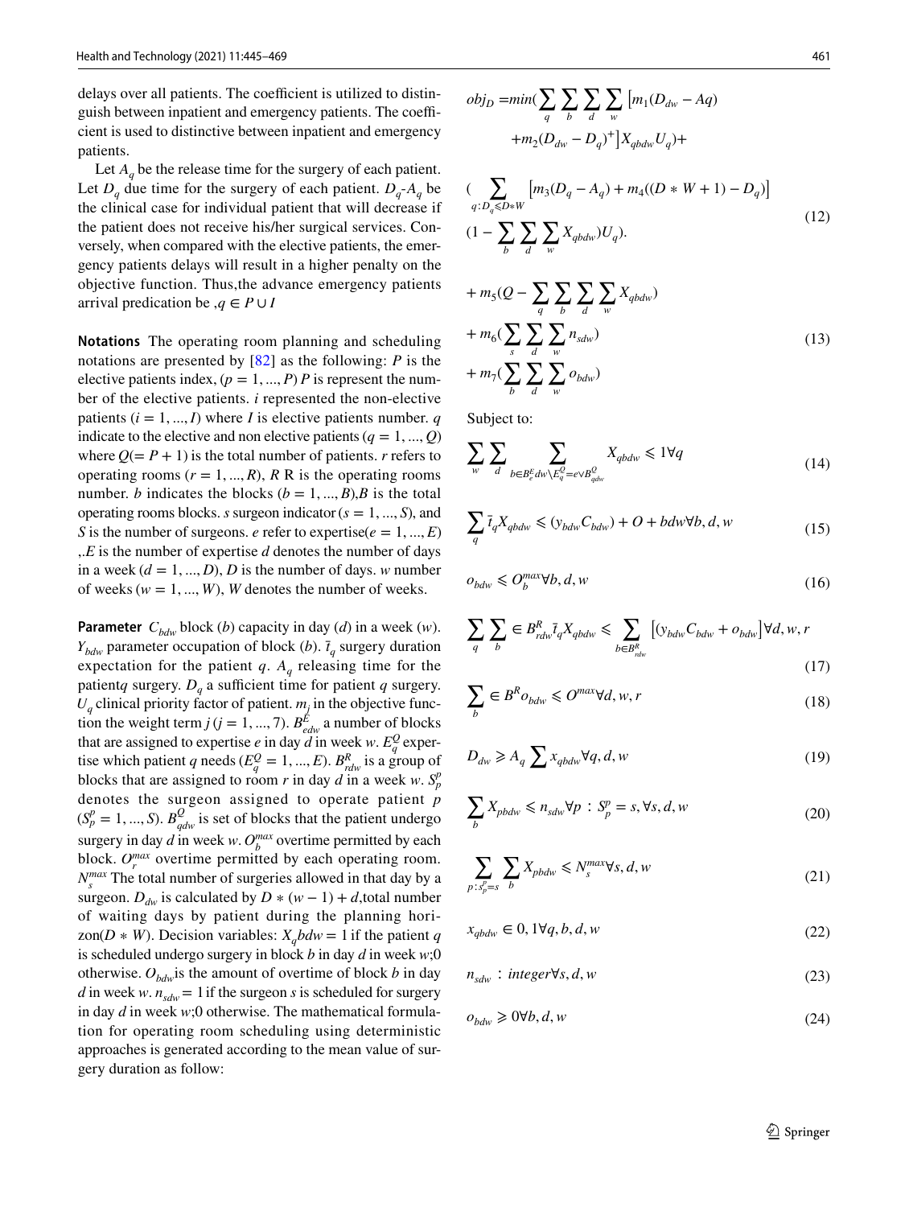delays over all patients. The coefficient is utilized to distinguish between inpatient and emergency patients. The coefficient is used to distinctive between inpatient and emergency patients.

Let $A_q$ be the release time for the surgery of each patient. Let $D_q$ due time for the surgery of each patient. $D_q$-$A_q$ be the clinical case for individual patient that will decrease if the patient does not receive his/her surgical services. Conversely, when compared with the elective patients, the emergency patients delays will result in a higher penalty on the objective function. Thus,the advance emergency patients arrival predication be ,$q \in P \cup I$

**Notations** The operating room planning and scheduling notations are presented by [82] as the following: $P$ is the elective patients index, $(p = 1, ..., P)$ $P$ is represent the number of the elective patients. $i$ represented the non-elective patients $(i = 1, ..., I)$ where $I$ is elective patients number. $q$ indicate to the elective and non elective patients $(q = 1, ..., Q)$ where $Q(= P + 1)$ is the total number of patients. $r$ refers to operating rooms $(r = 1, ..., R)$, $R$ R is the operating rooms number. $b$ indicates the blocks $(b = 1, ..., B)$,$B$ is the total operating rooms blocks. $s$ surgeon indicator $(s = 1, ..., S)$, and $S$ is the number of surgeons. $e$ refer to expertise$(e = 1, ..., E)$ ,.$E$ is the number of expertise $d$ denotes the number of days in a week $(d = 1, ..., D)$, $D$ is the number of days. $w$ number of weeks $(w = 1, ..., W)$, $W$ denotes the number of weeks.

**Parameter** $C_{bdw}$ block ($b$) capacity in day ($d$) in a week ($w$). $Y_{bdw}$ parameter occupation of block ($b$). $\bar{t}_q$ surgery duration expectation for the patient $q$. $A_q$ releasing time for the patient$q$ surgery. $D_q$ a sufficient time for patient $q$ surgery. $U_q$ clinical priority factor of patient. $m_j$ in the objective function the weight term $j$ $(j = 1, ..., 7)$. $B^E_{edw}$ a number of blocks that are assigned to expertise $e$ in day $d$ in week $w$. $E^Q_q$ expertise which patient $q$ needs $(E^Q_q = 1, ..., E)$. $B^R_{rdw}$ is a group of blocks that are assigned to room $r$ in day $d$ in a week $w$. $S^p_p$ denotes the surgeon assigned to operate patient $p$ $(S^p_p = 1, ..., S)$. $B^Q_{qdw}$ is set of blocks that the patient undergo surgery in day $d$ in week $w$. $O^{max}_b$ overtime permitted by each block. $O^{max}_r$ overtime permitted by each operating room. $N^{max}_s$ The total number of surgeries allowed in that day by a surgeon. $D_{dw}$ is calculated by $D * (w - 1) + d$,total number of waiting days by patient during the planning horizon$(D * W)$. Decision variables: $X_qbdw = 1$ if the patient $q$ is scheduled undergo surgery in block $b$ in day $d$ in week $w$;0 otherwise. $O_{bdw}$is the amount of overtime of block $b$ in day $d$ in week $w$. $n_{sdw} = 1$ if the surgeon $s$ is scheduled for surgery in day $d$ in week $w$;0 otherwise. The mathematical formulation for operating room scheduling using deterministic approaches is generated according to the mean value of surgery duration as follow:

$$
\begin{aligned}
obj_D = & min(\sum_q \sum_b \sum_d \sum_w \left[m_1(D_{dw} - Aq) \right. \\
& \left. + m_2(D_{dw} - D_q)^+\right] X_{qbdw} U_q) +
\end{aligned}
$$

$$
\begin{aligned}
& (\sum_{q: D_q \leqslant D*W} \left[m_3(D_q - A_q) + m_4((D * W + 1) - D_q)\right] \\
& (1 - \sum_b \sum_d \sum_w X_{qbdw}) U_q).
\end{aligned} \tag{12}
$$

$$
\begin{aligned}
& + m_5(Q - \sum_q \sum_b \sum_d \sum_w X_{qbdw}) \\
& + m_6(\sum_s \sum_d \sum_w n_{sdw}) \\
& + m_7(\sum_b \sum_d \sum_w o_{bdw})
\end{aligned} \tag{13}
$$

Subject to:

$$\sum_w \sum_d \sum_{b \in B^E_e dw \setminus E^Q_q = e \vee B^Q_{qdw}} X_{qbdw} \leqslant 1 \forall q \tag{14}$$

$$\sum_q \bar{t}_q X_{qbdw} \leqslant (y_{bdw} C_{bdw}) + O + bdw \forall b, d, w \tag{15}$$

$$o_{bdw} \leqslant O^{max}_b \forall b, d, w \tag{16}$$

$$\sum_q \sum_b \in B^R_{rdw} \bar{t}_q X_{qbdw} \leqslant \sum_{b \in B^R_{rdw}} \left[(y_{bdw} C_{bdw} + o_{bdw}\right] \forall d, w, r \tag{17}$$

$$\sum_b \in B^R o_{bdw} \leqslant O^{max} \forall d, w, r \tag{18}$$

$$D_{dw} \geqslant A_q \sum x_{qbdw} \forall q, d, w \tag{19}$$

$$\sum_b X_{pbdw} \leqslant n_{sdw} \forall p : S^p_p = s, \forall s, d, w \tag{20}$$

$$\sum_{p: s^p_p = s} \sum_b X_{pbdw} \leqslant N^{max}_s \forall s, d, w \tag{21}$$

$$x_{qbdw} \in 0, 1 \forall q, b, d, w \tag{22}$$

$$n_{sdw} : integer \forall s, d, w \tag{23}$$

$$o_{bdw} \geqslant 0 \forall b, d, w \tag{24}$$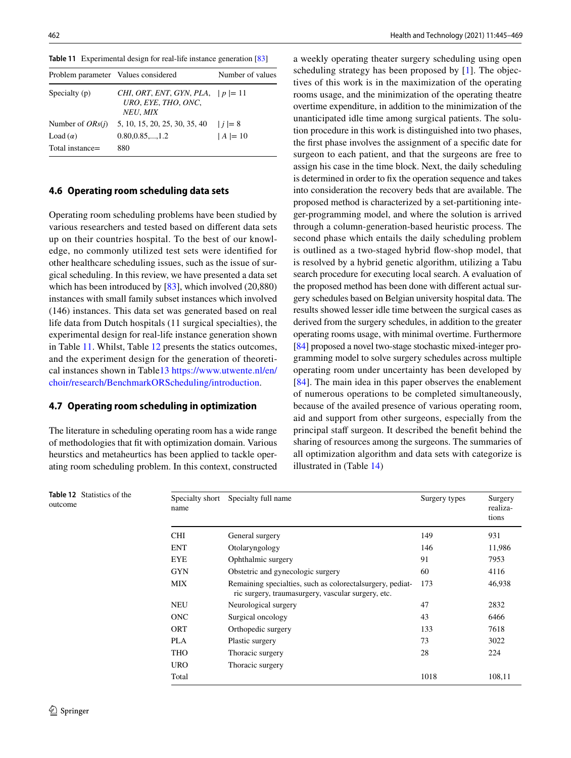**Table 11** Experimental design for real-life instance generation [83]

| Problem parameter | Values considered | Number of values |
|---|---|---|
| Specialty (p) | *CHI*, *ORT*, *ENT*, *GYN*, *PLA*, *URO*, *EYE*, *THO*, *ONC*, *NEU*, *MIX* | $\mid p \mid = 11$ |
| Number of *ORs*(*j*) | 5, 10, 15, 20, 25, 30, 35, 40 | $\mid j \mid = 8$ |
| Load ($\alpha$) | 0.80,0.85,...,1.2 | $\mid A \mid = 10$ |
| Total instance= | 880 | |

### 4.6 Operating room scheduling data sets

Operating room scheduling problems have been studied by various researchers and tested based on different data sets up on their countries hospital. To the best of our knowledge, no commonly utilized test sets were identified for other healthcare scheduling issues, such as the issue of surgical scheduling. In this review, we have presented a data set which has been introduced by [83], which involved (20,880) instances with small family subset instances which involved (146) instances. This data set was generated based on real life data from Dutch hospitals (11 surgical specialties), the experimental design for real-life instance generation shown in Table 11. Whilst, Table 12 presents the statics outcomes, and the experiment design for the generation of theoretical instances shown in Table13 https://www.utwente.nl/en/choir/research/BenchmarkORScheduling/introduction.

### 4.7 Operating room scheduling in optimization

The literature in scheduling operating room has a wide range of methodologies that fit with optimization domain. Various heurstics and metaheurtics has been applied to tackle operating room scheduling problem. In this context, constructed a weekly operating theater surgery scheduling using open scheduling strategy has been proposed by [1]. The objectives of this work is in the maximization of the operating rooms usage, and the minimization of the operating theatre overtime expenditure, in addition to the minimization of the unanticipated idle time among surgical patients. The solution procedure in this work is distinguished into two phases, the first phase involves the assignment of a specific date for surgeon to each patient, and that the surgeons are free to assign his case in the time block. Next, the daily scheduling is determined in order to fix the operation sequence and takes into consideration the recovery beds that are available. The proposed method is characterized by a set-partitioning integer-programming model, and where the solution is arrived through a column-generation-based heuristic process. The second phase which entails the daily scheduling problem is outlined as a two-staged hybrid flow-shop model, that is resolved by a hybrid genetic algorithm, utilizing a Tabu search procedure for executing local search. A evaluation of the proposed method has been done with different actual surgery schedules based on Belgian university hospital data. The results showed lesser idle time between the surgical cases as derived from the surgery schedules, in addition to the greater operating rooms usage, with minimal overtime. Furthermore [84] proposed a novel two-stage stochastic mixed-integer programming model to solve surgery schedules across multiple operating room under uncertainty has been developed by [84]. The main idea in this paper observes the enablement of numerous operations to be completed simultaneously, because of the availed presence of various operating room, aid and support from other surgeons, especially from the principal staff surgeon. It described the benefit behind the sharing of resources among the surgeons. The summaries of all optimization algorithm and data sets with categorize is illustrated in (Table 14)

**Table 12** Statistics of the outcome

| Specialty short name | Specialty full name | Surgery types | Surgery realizations |
|---|---|---|---|
| CHI | General surgery | 149 | 931 |
| ENT | Otolaryngology | 146 | 11,986 |
| EYE | Ophthalmic surgery | 91 | 7953 |
| GYN | Obstetric and gynecologic surgery | 60 | 4116 |
| MIX | Remaining specialties, such as colorectalsurgery, pediatric surgery, traumasurgery, vascular surgery, etc. | 173 | 46,938 |
| NEU | Neurological surgery | 47 | 2832 |
| ONC | Surgical oncology | 43 | 6466 |
| ORT | Orthopedic surgery | 133 | 7618 |
| PLA | Plastic surgery | 73 | 3022 |
| THO | Thoracic surgery | 28 | 224 |
| URO | Thoracic surgery | | |
| Total | | 1018 | 108,11 |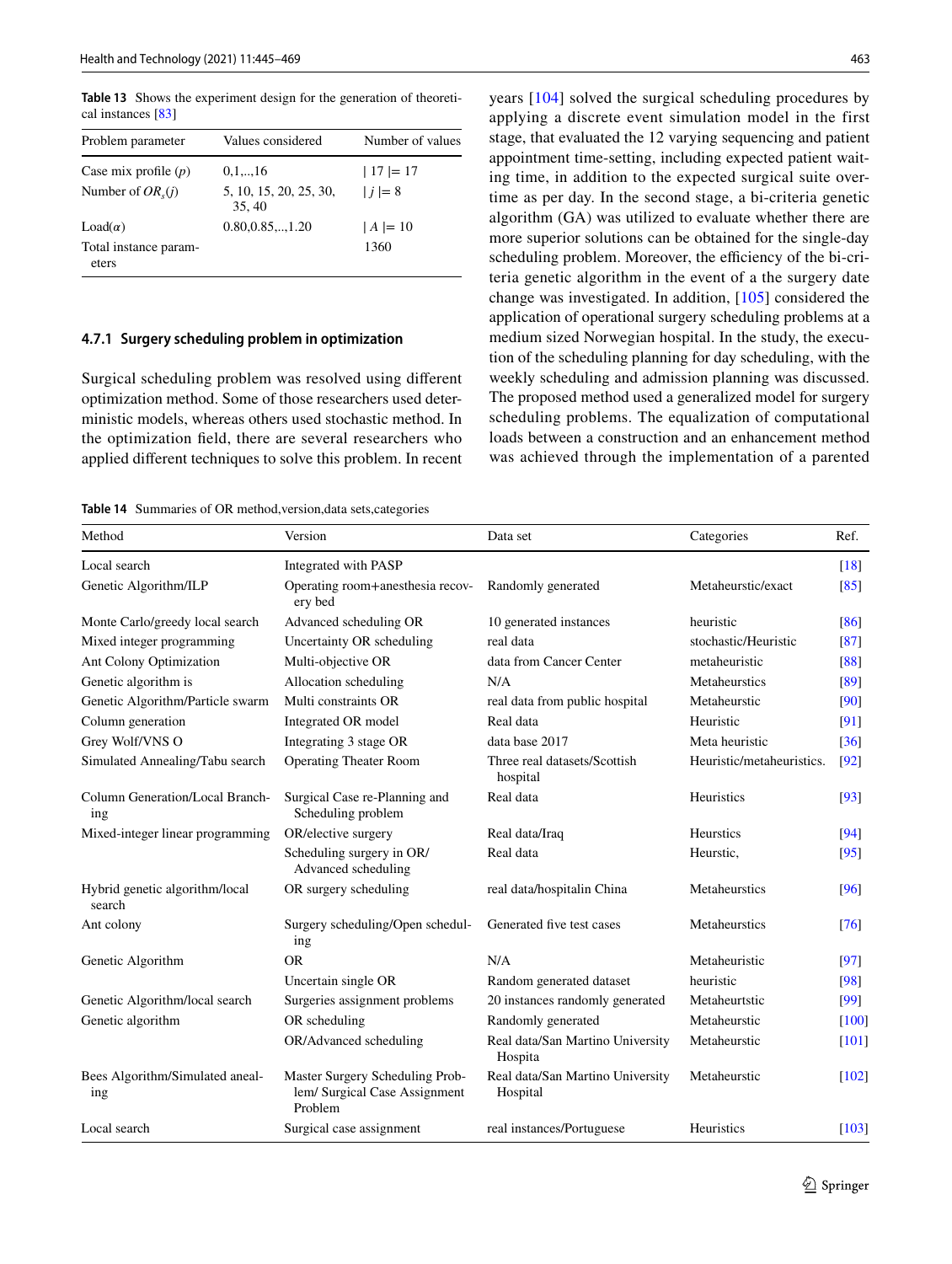**Table 13** Shows the experiment design for the generation of theoretical instances [83]

| Problem parameter | Values considered | Number of values |
|---|---|---|
| Case mix profile ($p$) | 0,1,..,16 | $\|17\|= 17$ |
| Number of $OR_s(j)$ | 5, 10, 15, 20, 25, 30, 35, 40 | $\|j\|= 8$ |
| Load($\alpha$) | 0.80,0.85,..,1.20 | $\|A\|= 10$ |
| Total instance parameters | | 1360 |

#### 4.7.1 Surgery scheduling problem in optimization

Surgical scheduling problem was resolved using different optimization method. Some of those researchers used deterministic models, whereas others used stochastic method. In the optimization field, there are several researchers who applied different techniques to solve this problem. In recent years [104] solved the surgical scheduling procedures by applying a discrete event simulation model in the first stage, that evaluated the 12 varying sequencing and patient appointment time-setting, including expected patient waiting time, in addition to the expected surgical suite overtime as per day. In the second stage, a bi-criteria genetic algorithm (GA) was utilized to evaluate whether there are more superior solutions can be obtained for the single-day scheduling problem. Moreover, the efficiency of the bi-criteria genetic algorithm in the event of a the surgery date change was investigated. In addition, [105] considered the application of operational surgery scheduling problems at a medium sized Norwegian hospital. In the study, the execution of the scheduling planning for day scheduling, with the weekly scheduling and admission planning was discussed. The proposed method used a generalized model for surgery scheduling problems. The equalization of computational loads between a construction and an enhancement method was achieved through the implementation of a parented

**Table 14** Summaries of OR method,version,data sets,categories

| Method | Version | Data set | Categories | Ref. |
|---|---|---|---|---|
| Local search | Integrated with PASP | | | [18] |
| Genetic Algorithm/ILP | Operating room+anesthesia recovery bed | Randomly generated | Metaheurstic/exact | [85] |
| Monte Carlo/greedy local search | Advanced scheduling OR | 10 generated instances | heuristic | [86] |
| Mixed integer programming | Uncertainty OR scheduling | real data | stochastic/Heuristic | [87] |
| Ant Colony Optimization | Multi-objective OR | data from Cancer Center | metaheuristic | [88] |
| Genetic algorithm is | Allocation scheduling | N/A | Metaheurstics | [89] |
| Genetic Algorithm/Particle swarm | Multi constraints OR | real data from public hospital | Metaheurstic | [90] |
| Column generation | Integrated OR model | Real data | Heuristic | [91] |
| Grey Wolf/VNS O | Integrating 3 stage OR | data base 2017 | Meta heuristic | [36] |
| Simulated Annealing/Tabu search | Operating Theater Room | Three real datasets/Scottish hospital | Heuristic/metaheuristics. | [92] |
| Column Generation/Local Branching | Surgical Case re-Planning and Scheduling problem | Real data | Heuristics | [93] |
| Mixed-integer linear programming | OR/elective surgery | Real data/Iraq | Heurstics | [94] |
| | Scheduling surgery in OR/ Advanced scheduling | Real data | Heurstic, | [95] |
| Hybrid genetic algorithm/local search | OR surgery scheduling | real data/hospitalin China | Metaheurstics | [96] |
| Ant colony | Surgery scheduling/Open scheduling | Generated five test cases | Metaheurstics | [76] |
| Genetic Algorithm | OR | N/A | Metaheuristic | [97] |
| | Uncertain single OR | Random generated dataset | heuristic | [98] |
| Genetic Algorithm/local search | Surgeries assignment problems | 20 instances randomly generated | Metaheurtstic | [99] |
| Genetic algorithm | OR scheduling | Randomly generated | Metaheurstic | [100] |
| | OR/Advanced scheduling | Real data/San Martino University Hospita | Metaheurstic | [101] |
| Bees Algorithm/Simulated anealing | Master Surgery Scheduling Problem/ Surgical Case Assignment Problem | Real data/San Martino University Hospital | Metaheurstic | [102] |
| Local search | Surgical case assignment | real instances/Portuguese | Heuristics | [103] |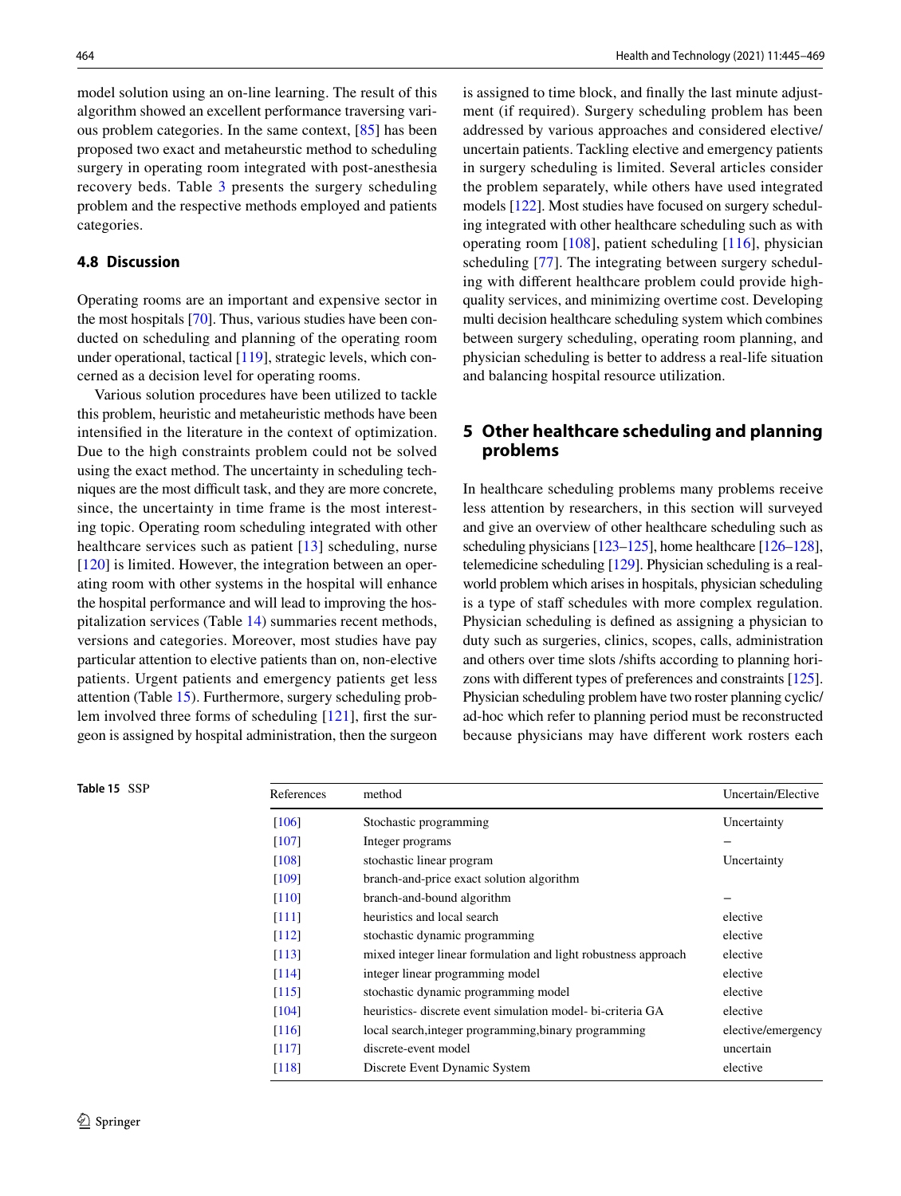model solution using an on-line learning. The result of this algorithm showed an excellent performance traversing various problem categories. In the same context, [85] has been proposed two exact and metaheurstic method to scheduling surgery in operating room integrated with post-anesthesia recovery beds. Table 3 presents the surgery scheduling problem and the respective methods employed and patients categories.

### 4.8 Discussion

Operating rooms are an important and expensive sector in the most hospitals [70]. Thus, various studies have been conducted on scheduling and planning of the operating room under operational, tactical [119], strategic levels, which concerned as a decision level for operating rooms.

Various solution procedures have been utilized to tackle this problem, heuristic and metaheuristic methods have been intensified in the literature in the context of optimization. Due to the high constraints problem could not be solved using the exact method. The uncertainty in scheduling techniques are the most difficult task, and they are more concrete, since, the uncertainty in time frame is the most interesting topic. Operating room scheduling integrated with other healthcare services such as patient [13] scheduling, nurse [120] is limited. However, the integration between an operating room with other systems in the hospital will enhance the hospital performance and will lead to improving the hospitalization services (Table 14) summaries recent methods, versions and categories. Moreover, most studies have pay particular attention to elective patients than on, non-elective patients. Urgent patients and emergency patients get less attention (Table 15). Furthermore, surgery scheduling problem involved three forms of scheduling [121], first the surgeon is assigned by hospital administration, then the surgeon is assigned to time block, and finally the last minute adjustment (if required). Surgery scheduling problem has been addressed by various approaches and considered elective/uncertain patients. Tackling elective and emergency patients in surgery scheduling is limited. Several articles consider the problem separately, while others have used integrated models [122]. Most studies have focused on surgery scheduling integrated with other healthcare scheduling such as with operating room [108], patient scheduling [116], physician scheduling [77]. The integrating between surgery scheduling with different healthcare problem could provide high-quality services, and minimizing overtime cost. Developing multi decision healthcare scheduling system which combines between surgery scheduling, operating room planning, and physician scheduling is better to address a real-life situation and balancing hospital resource utilization.

## 5 Other healthcare scheduling and planning problems

In healthcare scheduling problems many problems receive less attention by researchers, in this section will surveyed and give an overview of other healthcare scheduling such as scheduling physicians [123–125], home healthcare [126–128], telemedicine scheduling [129]. Physician scheduling is a real-world problem which arises in hospitals, physician scheduling is a type of staff schedules with more complex regulation. Physician scheduling is defined as assigning a physician to duty such as surgeries, clinics, scopes, calls, administration and others over time slots /shifts according to planning horizons with different types of preferences and constraints [125]. Physician scheduling problem have two roster planning cyclic/ad-hoc which refer to planning period must be reconstructed because physicians may have different work rosters each

**Table 15** SSP

| References | method | Uncertain/Elective |
|---|---|---|
| [106] | Stochastic programming | Uncertainty |
| [107] | Integer programs | – |
| [108] | stochastic linear program | Uncertainty |
| [109] | branch-and-price exact solution algorithm | |
| [110] | branch-and-bound algorithm | – |
| [111] | heuristics and local search | elective |
| [112] | stochastic dynamic programming | elective |
| [113] | mixed integer linear formulation and light robustness approach | elective |
| [114] | integer linear programming model | elective |
| [115] | stochastic dynamic programming model | elective |
| [104] | heuristics- discrete event simulation model- bi-criteria GA | elective |
| [116] | local search,integer programming,binary programming | elective/emergency |
| [117] | discrete-event model | uncertain |
| [118] | Discrete Event Dynamic System | elective |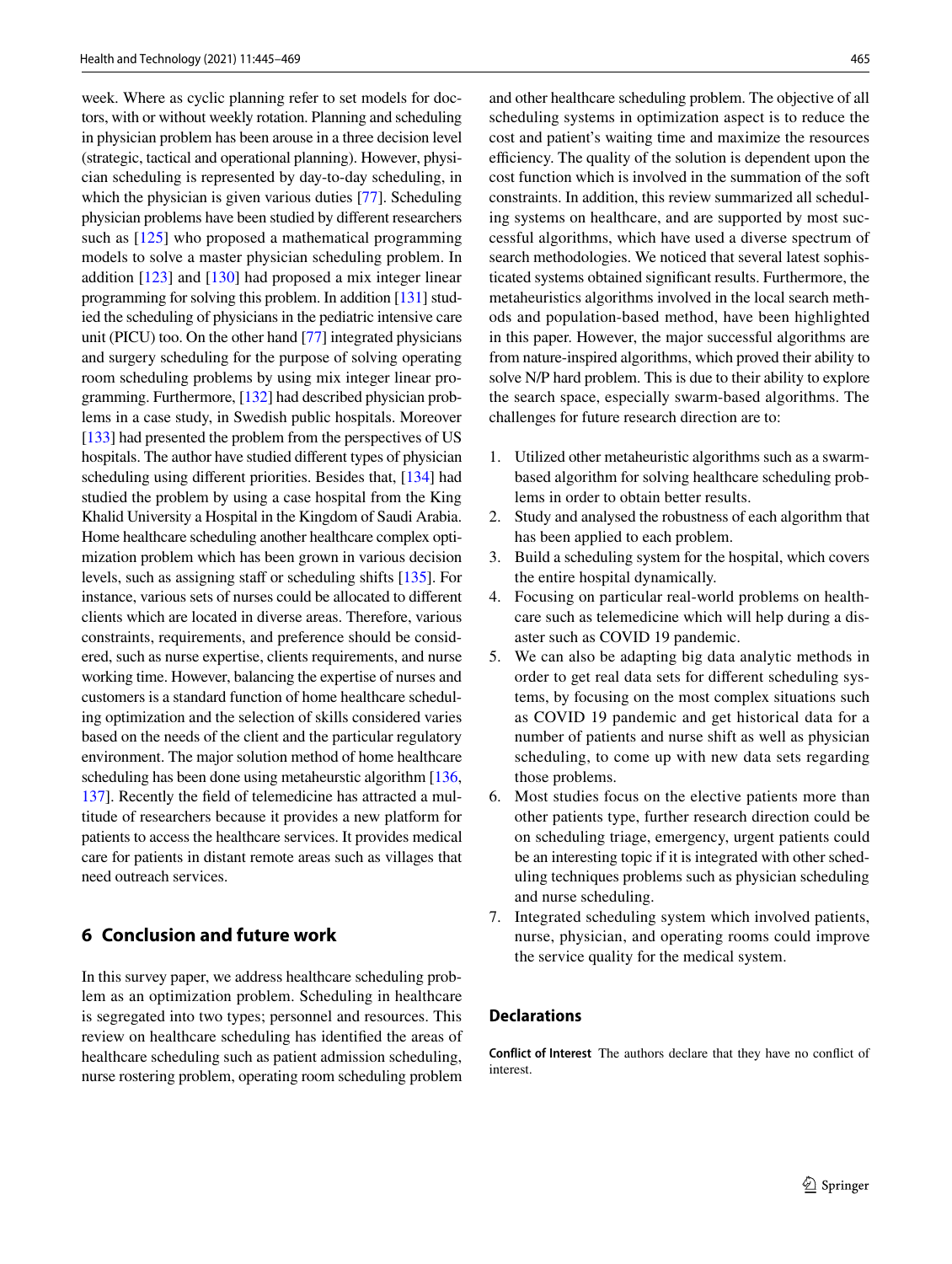week. Where as cyclic planning refer to set models for doctors, with or without weekly rotation. Planning and scheduling in physician problem has been arouse in a three decision level (strategic, tactical and operational planning). However, physician scheduling is represented by day-to-day scheduling, in which the physician is given various duties [77]. Scheduling physician problems have been studied by different researchers such as [125] who proposed a mathematical programming models to solve a master physician scheduling problem. In addition [123] and [130] had proposed a mix integer linear programming for solving this problem. In addition [131] studied the scheduling of physicians in the pediatric intensive care unit (PICU) too. On the other hand [77] integrated physicians and surgery scheduling for the purpose of solving operating room scheduling problems by using mix integer linear programming. Furthermore, [132] had described physician problems in a case study, in Swedish public hospitals. Moreover [133] had presented the problem from the perspectives of US hospitals. The author have studied different types of physician scheduling using different priorities. Besides that, [134] had studied the problem by using a case hospital from the King Khalid University a Hospital in the Kingdom of Saudi Arabia. Home healthcare scheduling another healthcare complex optimization problem which has been grown in various decision levels, such as assigning staff or scheduling shifts [135]. For instance, various sets of nurses could be allocated to different clients which are located in diverse areas. Therefore, various constraints, requirements, and preference should be considered, such as nurse expertise, clients requirements, and nurse working time. However, balancing the expertise of nurses and customers is a standard function of home healthcare scheduling optimization and the selection of skills considered varies based on the needs of the client and the particular regulatory environment. The major solution method of home healthcare scheduling has been done using metaheurstic algorithm [136, 137]. Recently the field of telemedicine has attracted a multitude of researchers because it provides a new platform for patients to access the healthcare services. It provides medical care for patients in distant remote areas such as villages that need outreach services.

## 6 Conclusion and future work

In this survey paper, we address healthcare scheduling problem as an optimization problem. Scheduling in healthcare is segregated into two types; personnel and resources. This review on healthcare scheduling has identified the areas of healthcare scheduling such as patient admission scheduling, nurse rostering problem, operating room scheduling problem and other healthcare scheduling problem. The objective of all scheduling systems in optimization aspect is to reduce the cost and patient's waiting time and maximize the resources efficiency. The quality of the solution is dependent upon the cost function which is involved in the summation of the soft constraints. In addition, this review summarized all scheduling systems on healthcare, and are supported by most successful algorithms, which have used a diverse spectrum of search methodologies. We noticed that several latest sophisticated systems obtained significant results. Furthermore, the metaheuristics algorithms involved in the local search methods and population-based method, have been highlighted in this paper. However, the major successful algorithms are from nature-inspired algorithms, which proved their ability to solve N/P hard problem. This is due to their ability to explore the search space, especially swarm-based algorithms. The challenges for future research direction are to:

1. Utilized other metaheuristic algorithms such as a swarm-based algorithm for solving healthcare scheduling problems in order to obtain better results.
2. Study and analysed the robustness of each algorithm that has been applied to each problem.
3. Build a scheduling system for the hospital, which covers the entire hospital dynamically.
4. Focusing on particular real-world problems on healthcare such as telemedicine which will help during a disaster such as COVID 19 pandemic.
5. We can also be adapting big data analytic methods in order to get real data sets for different scheduling systems, by focusing on the most complex situations such as COVID 19 pandemic and get historical data for a number of patients and nurse shift as well as physician scheduling, to come up with new data sets regarding those problems.
6. Most studies focus on the elective patients more than other patients type, further research direction could be on scheduling triage, emergency, urgent patients could be an interesting topic if it is integrated with other scheduling techniques problems such as physician scheduling and nurse scheduling.
7. Integrated scheduling system which involved patients, nurse, physician, and operating rooms could improve the service quality for the medical system.

## Declarations

**Conflict of Interest** The authors declare that they have no conflict of interest.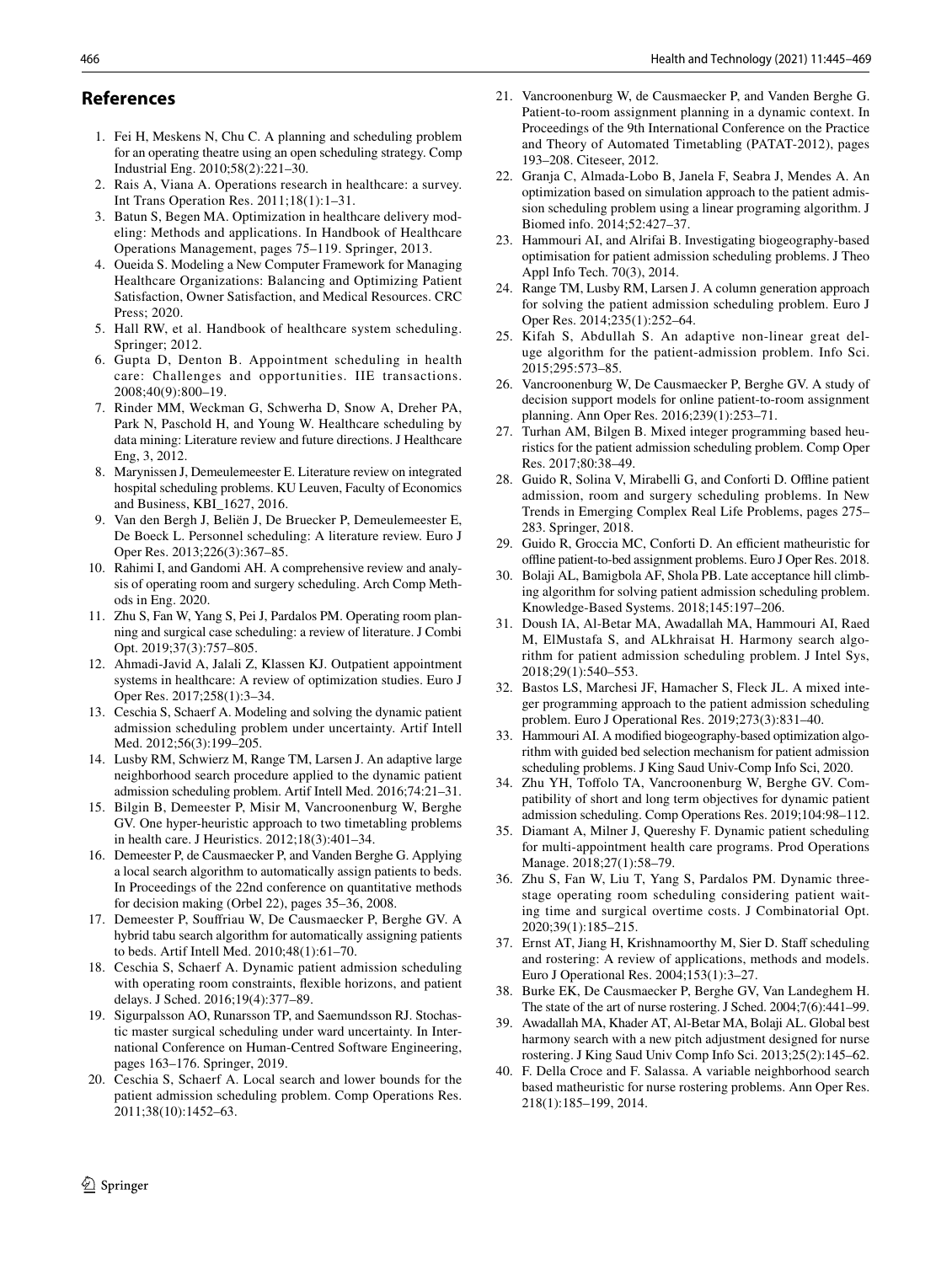## References

1. Fei H, Meskens N, Chu C. A planning and scheduling problem for an operating theatre using an open scheduling strategy. Comp Industrial Eng. 2010;58(2):221–30.
2. Rais A, Viana A. Operations research in healthcare: a survey. Int Trans Operation Res. 2011;18(1):1–31.
3. Batun S, Begen MA. Optimization in healthcare delivery modeling: Methods and applications. In Handbook of Healthcare Operations Management, pages 75–119. Springer, 2013.
4. Oueida S. Modeling a New Computer Framework for Managing Healthcare Organizations: Balancing and Optimizing Patient Satisfaction, Owner Satisfaction, and Medical Resources. CRC Press; 2020.
5. Hall RW, et al. Handbook of healthcare system scheduling. Springer; 2012.
6. Gupta D, Denton B. Appointment scheduling in health care: Challenges and opportunities. IIE transactions. 2008;40(9):800–19.
7. Rinder MM, Weckman G, Schwerha D, Snow A, Dreher PA, Park N, Paschold H, and Young W. Healthcare scheduling by data mining: Literature review and future directions. J Healthcare Eng, 3, 2012.
8. Marynissen J, Demeulemeester E. Literature review on integrated hospital scheduling problems. KU Leuven, Faculty of Economics and Business, KBI_1627, 2016.
9. Van den Bergh J, Beliën J, De Bruecker P, Demeulemeester E, De Boeck L. Personnel scheduling: A literature review. Euro J Oper Res. 2013;226(3):367–85.
10. Rahimi I, and Gandomi AH. A comprehensive review and analysis of operating room and surgery scheduling. Arch Comp Methods in Eng. 2020.
11. Zhu S, Fan W, Yang S, Pei J, Pardalos PM. Operating room planning and surgical case scheduling: a review of literature. J Combi Opt. 2019;37(3):757–805.
12. Ahmadi-Javid A, Jalali Z, Klassen KJ. Outpatient appointment systems in healthcare: A review of optimization studies. Euro J Oper Res. 2017;258(1):3–34.
13. Ceschia S, Schaerf A. Modeling and solving the dynamic patient admission scheduling problem under uncertainty. Artif Intell Med. 2012;56(3):199–205.
14. Lusby RM, Schwierz M, Range TM, Larsen J. An adaptive large neighborhood search procedure applied to the dynamic patient admission scheduling problem. Artif Intell Med. 2016;74:21–31.
15. Bilgin B, Demeester P, Misir M, Vancroonenburg W, Berghe GV. One hyper-heuristic approach to two timetabling problems in health care. J Heuristics. 2012;18(3):401–34.
16. Demeester P, de Causmaecker P, and Vanden Berghe G. Applying a local search algorithm to automatically assign patients to beds. In Proceedings of the 22nd conference on quantitative methods for decision making (Orbel 22), pages 35–36, 2008.
17. Demeester P, Souffriau W, De Causmaecker P, Berghe GV. A hybrid tabu search algorithm for automatically assigning patients to beds. Artif Intell Med. 2010;48(1):61–70.
18. Ceschia S, Schaerf A. Dynamic patient admission scheduling with operating room constraints, flexible horizons, and patient delays. J Sched. 2016;19(4):377–89.
19. Sigurpalsson AO, Runarsson TP, and Saemundsson RJ. Stochastic master surgical scheduling under ward uncertainty. In International Conference on Human-Centred Software Engineering, pages 163–176. Springer, 2019.
20. Ceschia S, Schaerf A. Local search and lower bounds for the patient admission scheduling problem. Comp Operations Res. 2011;38(10):1452–63.
21. Vancroonenburg W, de Causmaecker P, and Vanden Berghe G. Patient-to-room assignment planning in a dynamic context. In Proceedings of the 9th International Conference on the Practice and Theory of Automated Timetabling (PATAT-2012), pages 193–208. Citeseer, 2012.
22. Granja C, Almada-Lobo B, Janela F, Seabra J, Mendes A. An optimization based on simulation approach to the patient admission scheduling problem using a linear programing algorithm. J Biomed info. 2014;52:427–37.
23. Hammouri AI, and Alrifai B. Investigating biogeography-based optimisation for patient admission scheduling problems. J Theo Appl Info Tech. 70(3), 2014.
24. Range TM, Lusby RM, Larsen J. A column generation approach for solving the patient admission scheduling problem. Euro J Oper Res. 2014;235(1):252–64.
25. Kifah S, Abdullah S. An adaptive non-linear great deluge algorithm for the patient-admission problem. Info Sci. 2015;295:573–85.
26. Vancroonenburg W, De Causmaecker P, Berghe GV. A study of decision support models for online patient-to-room assignment planning. Ann Oper Res. 2016;239(1):253–71.
27. Turhan AM, Bilgen B. Mixed integer programming based heuristics for the patient admission scheduling problem. Comp Oper Res. 2017;80:38–49.
28. Guido R, Solina V, Mirabelli G, and Conforti D. Offline patient admission, room and surgery scheduling problems. In New Trends in Emerging Complex Real Life Problems, pages 275–283. Springer, 2018.
29. Guido R, Groccia MC, Conforti D. An efficient matheuristic for offline patient-to-bed assignment problems. Euro J Oper Res. 2018.
30. Bolaji AL, Bamigbola AF, Shola PB. Late acceptance hill climbing algorithm for solving patient admission scheduling problem. Knowledge-Based Systems. 2018;145:197–206.
31. Doush IA, Al-Betar MA, Awadallah MA, Hammouri AI, Raed M, ElMustafa S, and ALkhraisat H. Harmony search algorithm for patient admission scheduling problem. J Intel Sys, 2018;29(1):540–553.
32. Bastos LS, Marchesi JF, Hamacher S, Fleck JL. A mixed integer programming approach to the patient admission scheduling problem. Euro J Operational Res. 2019;273(3):831–40.
33. Hammouri AI. A modified biogeography-based optimization algorithm with guided bed selection mechanism for patient admission scheduling problems. J King Saud Univ-Comp Info Sci, 2020.
34. Zhu YH, Toffolo TA, Vancroonenburg W, Berghe GV. Compatibility of short and long term objectives for dynamic patient admission scheduling. Comp Operations Res. 2019;104:98–112.
35. Diamant A, Milner J, Quereshy F. Dynamic patient scheduling for multi-appointment health care programs. Prod Operations Manage. 2018;27(1):58–79.
36. Zhu S, Fan W, Liu T, Yang S, Pardalos PM. Dynamic three-stage operating room scheduling considering patient waiting time and surgical overtime costs. J Combinatorial Opt. 2020;39(1):185–215.
37. Ernst AT, Jiang H, Krishnamoorthy M, Sier D. Staff scheduling and rostering: A review of applications, methods and models. Euro J Operational Res. 2004;153(1):3–27.
38. Burke EK, De Causmaecker P, Berghe GV, Van Landeghem H. The state of the art of nurse rostering. J Sched. 2004;7(6):441–99.
39. Awadallah MA, Khader AT, Al-Betar MA, Bolaji AL. Global best harmony search with a new pitch adjustment designed for nurse rostering. J King Saud Univ Comp Info Sci. 2013;25(2):145–62.
40. F. Della Croce and F. Salassa. A variable neighborhood search based matheuristic for nurse rostering problems. Ann Oper Res. 218(1):185–199, 2014.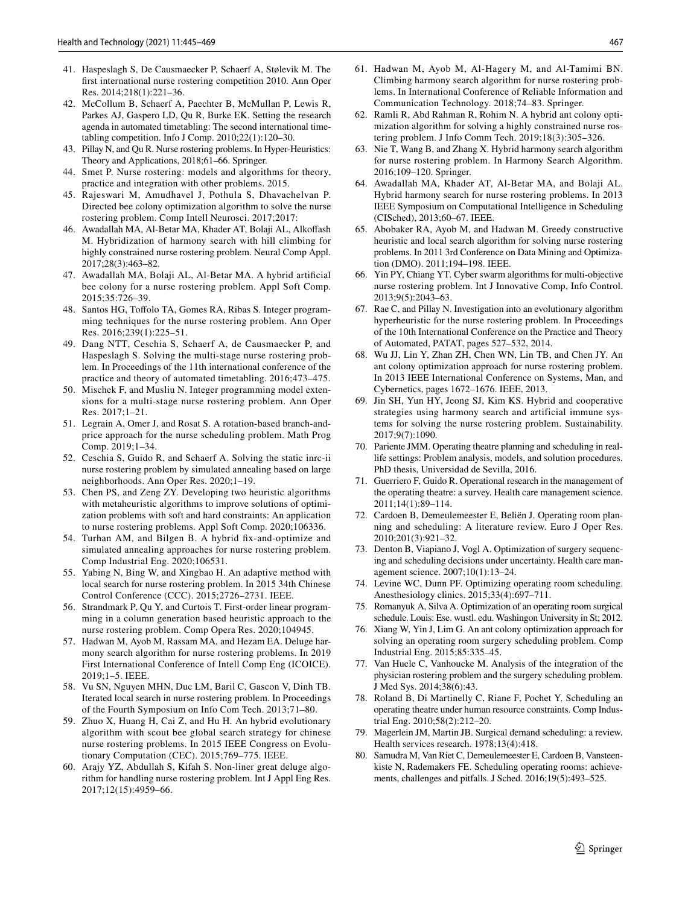41. Haspeslagh S, De Causmaecker P, Schaerf A, Stølevik M. The first international nurse rostering competition 2010. Ann Oper Res. 2014;218(1):221–36.
42. McCollum B, Schaerf A, Paechter B, McMullan P, Lewis R, Parkes AJ, Gaspero LD, Qu R, Burke EK. Setting the research agenda in automated timetabling: The second international timetabling competition. Info J Comp. 2010;22(1):120–30.
43. Pillay N, and Qu R. Nurse rostering problems. In Hyper-Heuristics: Theory and Applications, 2018;61–66. Springer.
44. Smet P. Nurse rostering: models and algorithms for theory, practice and integration with other problems. 2015.
45. Rajeswari M, Amudhavel J, Pothula S, Dhavachelvan P. Directed bee colony optimization algorithm to solve the nurse rostering problem. Comp Intell Neurosci. 2017;2017:
46. Awadallah MA, Al-Betar MA, Khader AT, Bolaji AL, Alkoffash M. Hybridization of harmony search with hill climbing for highly constrained nurse rostering problem. Neural Comp Appl. 2017;28(3):463–82.
47. Awadallah MA, Bolaji AL, Al-Betar MA. A hybrid artificial bee colony for a nurse rostering problem. Appl Soft Comp. 2015;35:726–39.
48. Santos HG, Toffolo TA, Gomes RA, Ribas S. Integer programming techniques for the nurse rostering problem. Ann Oper Res. 2016;239(1):225–51.
49. Dang NTT, Ceschia S, Schaerf A, de Causmaecker P, and Haspeslagh S. Solving the multi-stage nurse rostering problem. In Proceedings of the 11th international conference of the practice and theory of automated timetabling. 2016;473–475.
50. Mischek F, and Musliu N. Integer programming model extensions for a multi-stage nurse rostering problem. Ann Oper Res. 2017;1–21.
51. Legrain A, Omer J, and Rosat S. A rotation-based branch-and-price approach for the nurse scheduling problem. Math Prog Comp. 2019;1–34.
52. Ceschia S, Guido R, and Schaerf A. Solving the static inrc-ii nurse rostering problem by simulated annealing based on large neighborhoods. Ann Oper Res. 2020;1–19.
53. Chen PS, and Zeng ZY. Developing two heuristic algorithms with metaheuristic algorithms to improve solutions of optimization problems with soft and hard constraints: An application to nurse rostering problems. Appl Soft Comp. 2020;106336.
54. Turhan AM, and Bilgen B. A hybrid fix-and-optimize and simulated annealing approaches for nurse rostering problem. Comp Industrial Eng. 2020;106531.
55. Yabing N, Bing W, and Xingbao H. An adaptive method with local search for nurse rostering problem. In 2015 34th Chinese Control Conference (CCC). 2015;2726–2731. IEEE.
56. Strandmark P, Qu Y, and Curtois T. First-order linear programming in a column generation based heuristic approach to the nurse rostering problem. Comp Opera Res. 2020;104945.
57. Hadwan M, Ayob M, Rassam MA, and Hezam EA. Deluge harmony search algorithm for nurse rostering problems. In 2019 First International Conference of Intell Comp Eng (ICOICE). 2019;1–5. IEEE.
58. Vu SN, Nguyen MHN, Duc LM, Baril C, Gascon V, Dinh TB. Iterated local search in nurse rostering problem. In Proceedings of the Fourth Symposium on Info Com Tech. 2013;71–80.
59. Zhuo X, Huang H, Cai Z, and Hu H. An hybrid evolutionary algorithm with scout bee global search strategy for chinese nurse rostering problems. In 2015 IEEE Congress on Evolutionary Computation (CEC). 2015;769–775. IEEE.
60. Arajy YZ, Abdullah S, Kifah S. Non-liner great deluge algorithm for handling nurse rostering problem. Int J Appl Eng Res. 2017;12(15):4959–66.
61. Hadwan M, Ayob M, Al-Hagery M, and Al-Tamimi BN. Climbing harmony search algorithm for nurse rostering problems. In International Conference of Reliable Information and Communication Technology. 2018;74–83. Springer.
62. Ramli R, Abd Rahman R, Rohim N. A hybrid ant colony optimization algorithm for solving a highly constrained nurse rostering problem. J Info Comm Tech. 2019;18(3):305–326.
63. Nie T, Wang B, and Zhang X. Hybrid harmony search algorithm for nurse rostering problem. In Harmony Search Algorithm. 2016;109–120. Springer.
64. Awadallah MA, Khader AT, Al-Betar MA, and Bolaji AL. Hybrid harmony search for nurse rostering problems. In 2013 IEEE Symposium on Computational Intelligence in Scheduling (CISched), 2013;60–67. IEEE.
65. Abobaker RA, Ayob M, and Hadwan M. Greedy constructive heuristic and local search algorithm for solving nurse rostering problems. In 2011 3rd Conference on Data Mining and Optimization (DMO). 2011;194–198. IEEE.
66. Yin PY, Chiang YT. Cyber swarm algorithms for multi-objective nurse rostering problem. Int J Innovative Comp, Info Control. 2013;9(5):2043–63.
67. Rae C, and Pillay N. Investigation into an evolutionary algorithm hyperheuristic for the nurse rostering problem. In Proceedings of the 10th International Conference on the Practice and Theory of Automated, PATAT, pages 527–532, 2014.
68. Wu JJ, Lin Y, Zhan ZH, Chen WN, Lin TB, and Chen JY. An ant colony optimization approach for nurse rostering problem. In 2013 IEEE International Conference on Systems, Man, and Cybernetics, pages 1672–1676. IEEE, 2013.
69. Jin SH, Yun HY, Jeong SJ, Kim KS. Hybrid and cooperative strategies using harmony search and artificial immune systems for solving the nurse rostering problem. Sustainability. 2017;9(7):1090.
70. Pariente JMM. Operating theatre planning and scheduling in real-life settings: Problem analysis, models, and solution procedures. PhD thesis, Universidad de Sevilla, 2016.
71. Guerriero F, Guido R. Operational research in the management of the operating theatre: a survey. Health care management science. 2011;14(1):89–114.
72. Cardoen B, Demeulemeester E, Beliën J. Operating room planning and scheduling: A literature review. Euro J Oper Res. 2010;201(3):921–32.
73. Denton B, Viapiano J, Vogl A. Optimization of surgery sequencing and scheduling decisions under uncertainty. Health care management science. 2007;10(1):13–24.
74. Levine WC, Dunn PF. Optimizing operating room scheduling. Anesthesiology clinics. 2015;33(4):697–711.
75. Romanyuk A, Silva A. Optimization of an operating room surgical schedule. Louis: Ese. wustl. edu. Washingon University in St; 2012.
76. Xiang W, Yin J, Lim G. An ant colony optimization approach for solving an operating room surgery scheduling problem. Comp Industrial Eng. 2015;85:335–45.
77. Van Huele C, Vanhoucke M. Analysis of the integration of the physician rostering problem and the surgery scheduling problem. J Med Sys. 2014;38(6):43.
78. Roland B, Di Martinelly C, Riane F, Pochet Y. Scheduling an operating theatre under human resource constraints. Comp Industrial Eng. 2010;58(2):212–20.
79. Magerlein JM, Martin JB. Surgical demand scheduling: a review. Health services research. 1978;13(4):418.
80. Samudra M, Van Riet C, Demeulemeester E, Cardoen B, Vansteenkiste N, Rademakers FE. Scheduling operating rooms: achievements, challenges and pitfalls. J Sched. 2016;19(5):493–525.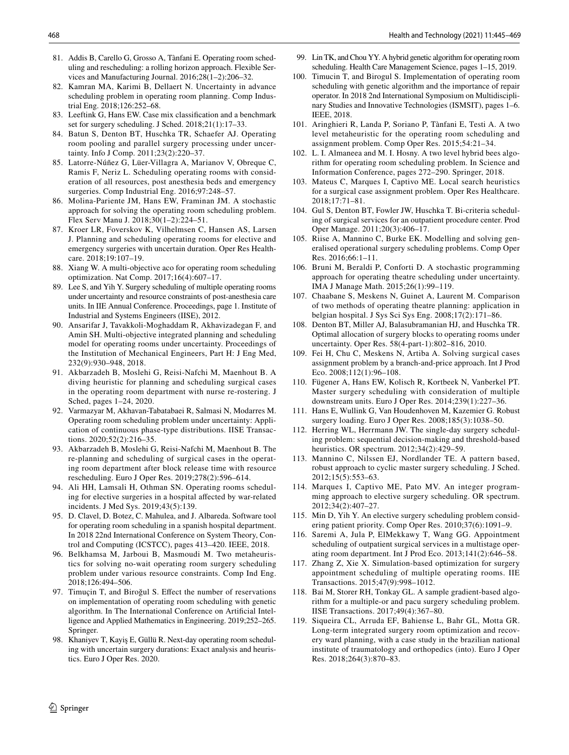81. Addis B, Carello G, Grosso A, Tànfani E. Operating room scheduling and rescheduling: a rolling horizon approach. Flexible Services and Manufacturing Journal. 2016;28(1–2):206–32.
82. Kamran MA, Karimi B, Dellaert N. Uncertainty in advance scheduling problem in operating room planning. Comp Industrial Eng. 2018;126:252–68.
83. Leeftink G, Hans EW. Case mix classification and a benchmark set for surgery scheduling. J Sched. 2018;21(1):17–33.
84. Batun S, Denton BT, Huschka TR, Schaefer AJ. Operating room pooling and parallel surgery processing under uncertainty. Info J Comp. 2011;23(2):220–37.
85. Latorre-Núñez G, Lüer-Villagra A, Marianov V, Obreque C, Ramis F, Neriz L. Scheduling operating rooms with consideration of all resources, post anesthesia beds and emergency surgeries. Comp Industrial Eng. 2016;97:248–57.
86. Molina-Pariente JM, Hans EW, Framinan JM. A stochastic approach for solving the operating room scheduling problem. Flex Serv Manu J. 2018;30(1–2):224–51.
87. Kroer LR, Foverskov K, Vilhelmsen C, Hansen AS, Larsen J. Planning and scheduling operating rooms for elective and emergency surgeries with uncertain duration. Oper Res Healthcare. 2018;19:107–19.
88. Xiang W. A multi-objective aco for operating room scheduling optimization. Nat Comp. 2017;16(4):607–17.
89. Lee S, and Yih Y. Surgery scheduling of multiple operating rooms under uncertainty and resource constraints of post-anesthesia care units. In IIE Annual Conference. Proceedings, page 1. Institute of Industrial and Systems Engineers (IISE), 2012.
90. Ansarifar J, Tavakkoli-Moghaddam R, Akhavizadegan F, and Amin SH. Multi-objective integrated planning and scheduling model for operating rooms under uncertainty. Proceedings of the Institution of Mechanical Engineers, Part H: J Eng Med, 232(9):930–948, 2018.
91. Akbarzadeh B, Moslehi G, Reisi-Nafchi M, Maenhout B. A diving heuristic for planning and scheduling surgical cases in the operating room department with nurse re-rostering. J Sched, pages 1–24, 2020.
92. Varmazyar M, Akhavan-Tabatabaei R, Salmasi N, Modarres M. Operating room scheduling problem under uncertainty: Application of continuous phase-type distributions. IISE Transactions. 2020;52(2):216–35.
93. Akbarzadeh B, Moslehi G, Reisi-Nafchi M, Maenhout B. The re-planning and scheduling of surgical cases in the operating room department after block release time with resource rescheduling. Euro J Oper Res. 2019;278(2):596–614.
94. Ali HH, Lamsali H, Othman SN. Operating rooms scheduling for elective surgeries in a hospital affected by war-related incidents. J Med Sys. 2019;43(5):139.
95. D. Clavel, D. Botez, C. Mahulea, and J. Albareda. Software tool for operating room scheduling in a spanish hospital department. In 2018 22nd International Conference on System Theory, Control and Computing (ICSTCC), pages 413–420. IEEE, 2018.
96. Belkhamsa M, Jarboui B, Masmoudi M. Two metaheuristics for solving no-wait operating room surgery scheduling problem under various resource constraints. Comp Ind Eng. 2018;126:494–506.
97. Timuçin T, and Biroğul S. Effect the number of reservations on implementation of operating room scheduling with genetic algorithm. In The International Conference on Artificial Intelligence and Applied Mathematics in Engineering. 2019;252–265. Springer.
98. Khaniyev T, Kayiş E, Güllü R. Next-day operating room scheduling with uncertain surgery durations: Exact analysis and heuristics. Euro J Oper Res. 2020.
99. Lin TK, and Chou YY. A hybrid genetic algorithm for operating room scheduling. Health Care Management Science, pages 1–15, 2019.
100. Timucin T, and Birogul S. Implementation of operating room scheduling with genetic algorithm and the importance of repair operator. In 2018 2nd International Symposium on Multidisciplinary Studies and Innovative Technologies (ISMSIT), pages 1–6. IEEE, 2018.
101. Aringhieri R, Landa P, Soriano P, Tànfani E, Testi A. A two level metaheuristic for the operating room scheduling and assignment problem. Comp Oper Res. 2015;54:21–34.
102. L. I. Almaneea and M. I. Hosny. A two level hybrid bees algorithm for operating room scheduling problem. In Science and Information Conference, pages 272–290. Springer, 2018.
103. Mateus C, Marques I, Captivo ME. Local search heuristics for a surgical case assignment problem. Oper Res Healthcare. 2018;17:71–81.
104. Gul S, Denton BT, Fowler JW, Huschka T. Bi-criteria scheduling of surgical services for an outpatient procedure center. Prod Oper Manage. 2011;20(3):406–17.
105. Riise A, Mannino C, Burke EK. Modelling and solving generalised operational surgery scheduling problems. Comp Oper Res. 2016;66:1–11.
106. Bruni M, Beraldi P, Conforti D. A stochastic programming approach for operating theatre scheduling under uncertainty. IMA J Manage Math. 2015;26(1):99–119.
107. Chaabane S, Meskens N, Guinet A, Laurent M. Comparison of two methods of operating theatre planning: application in belgian hospital. J Sys Sci Sys Eng. 2008;17(2):171–86.
108. Denton BT, Miller AJ, Balasubramanian HJ, and Huschka TR. Optimal allocation of surgery blocks to operating rooms under uncertainty. Oper Res. 58(4-part-1):802–816, 2010.
109. Fei H, Chu C, Meskens N, Artiba A. Solving surgical cases assignment problem by a branch-and-price approach. Int J Prod Eco. 2008;112(1):96–108.
110. Fügener A, Hans EW, Kolisch R, Kortbeek N, Vanberkel PT. Master surgery scheduling with consideration of multiple downstream units. Euro J Oper Res. 2014;239(1):227–36.
111. Hans E, Wullink G, Van Houdenhoven M, Kazemier G. Robust surgery loading. Euro J Oper Res. 2008;185(3):1038–50.
112. Herring WL, Herrmann JW. The single-day surgery scheduling problem: sequential decision-making and threshold-based heuristics. OR spectrum. 2012;34(2):429–59.
113. Mannino C, Nilssen EJ, Nordlander TE. A pattern based, robust approach to cyclic master surgery scheduling. J Sched. 2012;15(5):553–63.
114. Marques I, Captivo ME, Pato MV. An integer programming approach to elective surgery scheduling. OR spectrum. 2012;34(2):407–27.
115. Min D, Yih Y. An elective surgery scheduling problem considering patient priority. Comp Oper Res. 2010;37(6):1091–9.
116. Saremi A, Jula P, ElMekkawy T, Wang GG. Appointment scheduling of outpatient surgical services in a multistage operating room department. Int J Prod Eco. 2013;141(2):646–58.
117. Zhang Z, Xie X. Simulation-based optimization for surgery appointment scheduling of multiple operating rooms. IIE Transactions. 2015;47(9):998–1012.
118. Bai M, Storer RH, Tonkay GL. A sample gradient-based algorithm for a multiple-or and pacu surgery scheduling problem. IISE Transactions. 2017;49(4):367–80.
119. Siqueira CL, Arruda EF, Bahiense L, Bahr GL, Motta GR. Long-term integrated surgery room optimization and recovery ward planning, with a case study in the brazilian national institute of traumatology and orthopedics (into). Euro J Oper Res. 2018;264(3):870–83.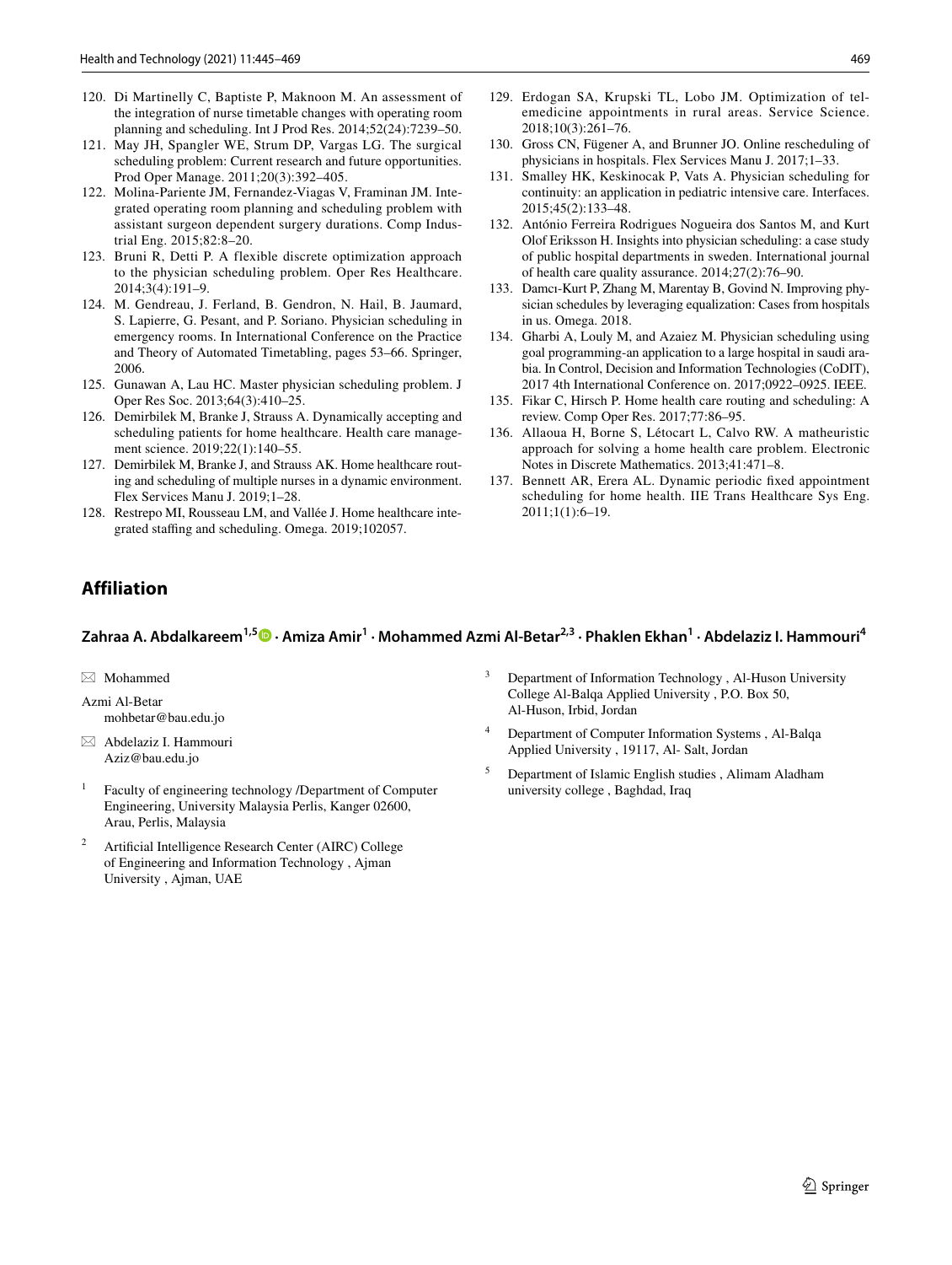120. Di Martinelly C, Baptiste P, Maknoon M. An assessment of the integration of nurse timetable changes with operating room planning and scheduling. Int J Prod Res. 2014;52(24):7239–50.
121. May JH, Spangler WE, Strum DP, Vargas LG. The surgical scheduling problem: Current research and future opportunities. Prod Oper Manage. 2011;20(3):392–405.
122. Molina-Pariente JM, Fernandez-Viagas V, Framinan JM. Integrated operating room planning and scheduling problem with assistant surgeon dependent surgery durations. Comp Industrial Eng. 2015;82:8–20.
123. Bruni R, Detti P. A flexible discrete optimization approach to the physician scheduling problem. Oper Res Healthcare. 2014;3(4):191–9.
124. M. Gendreau, J. Ferland, B. Gendron, N. Hail, B. Jaumard, S. Lapierre, G. Pesant, and P. Soriano. Physician scheduling in emergency rooms. In International Conference on the Practice and Theory of Automated Timetabling, pages 53–66. Springer, 2006.
125. Gunawan A, Lau HC. Master physician scheduling problem. J Oper Res Soc. 2013;64(3):410–25.
126. Demirbilek M, Branke J, Strauss A. Dynamically accepting and scheduling patients for home healthcare. Health care management science. 2019;22(1):140–55.
127. Demirbilek M, Branke J, and Strauss AK. Home healthcare routing and scheduling of multiple nurses in a dynamic environment. Flex Services Manu J. 2019;1–28.
128. Restrepo MI, Rousseau LM, and Vallée J. Home healthcare integrated staffing and scheduling. Omega. 2019;102057.
129. Erdogan SA, Krupski TL, Lobo JM. Optimization of telemedicine appointments in rural areas. Service Science. 2018;10(3):261–76.
130. Gross CN, Fügener A, and Brunner JO. Online rescheduling of physicians in hospitals. Flex Services Manu J. 2017;1–33.
131. Smalley HK, Keskinocak P, Vats A. Physician scheduling for continuity: an application in pediatric intensive care. Interfaces. 2015;45(2):133–48.
132. António Ferreira Rodrigues Nogueira dos Santos M, and Kurt Olof Eriksson H. Insights into physician scheduling: a case study of public hospital departments in sweden. International journal of health care quality assurance. 2014;27(2):76–90.
133. Damcı-Kurt P, Zhang M, Marentay B, Govind N. Improving physician schedules by leveraging equalization: Cases from hospitals in us. Omega. 2018.
134. Gharbi A, Louly M, and Azaiez M. Physician scheduling using goal programming-an application to a large hospital in saudi arabia. In Control, Decision and Information Technologies (CoDIT), 2017 4th International Conference on. 2017;0922–0925. IEEE.
135. Fikar C, Hirsch P. Home health care routing and scheduling: A review. Comp Oper Res. 2017;77:86–95.
136. Allaoua H, Borne S, Létocart L, Calvo RW. A matheuristic approach for solving a home health care problem. Electronic Notes in Discrete Mathematics. 2013;41:471–8.
137. Bennett AR, Erera AL. Dynamic periodic fixed appointment scheduling for home health. IIE Trans Healthcare Sys Eng. 2011;1(1):6–19.

## Affiliation

**Zahraa A. Abdalkareem[1,5] · Amiza Amir[1] · Mohammed Azmi Al-Betar[2,3] · Phaklen Ekhan[1] · Abdelaziz I. Hammouri[4]**

✉ Mohammed Azmi Al-Betar
mohbetar@bau.edu.jo

✉ Abdelaziz I. Hammouri
Aziz@bau.edu.jo

[1] Faculty of engineering technology /Department of Computer Engineering, University Malaysia Perlis, Kanger 02600, Arau, Perlis, Malaysia

[2] Artificial Intelligence Research Center (AIRC) College of Engineering and Information Technology , Ajman University , Ajman, UAE

[3] Department of Information Technology , Al-Huson University College Al-Balqa Applied University , P.O. Box 50, Al-Huson, Irbid, Jordan

[4] Department of Computer Information Systems , Al-Balqa Applied University , 19117, Al- Salt, Jordan

[5] Department of Islamic English studies , Alimam Aladham university college , Baghdad, Iraq